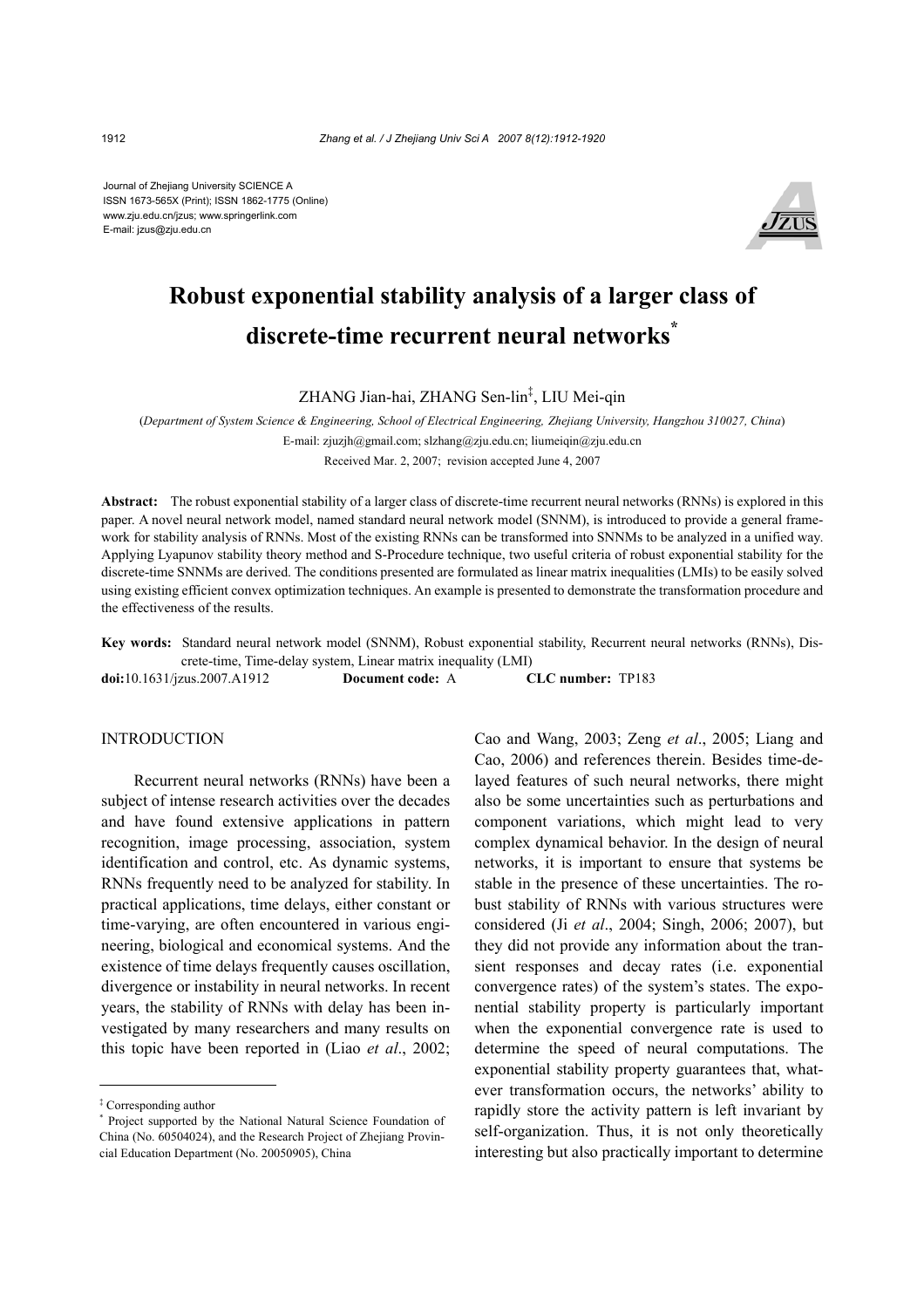Journal of Zhejiang University SCIENCE A
ISSN 1673-565X (Print); ISSN 1862-1775 (Online)
www.zju.edu.cn/jzus; www.springerlink.com
E-mail: jzus@zju.edu.cn

# Robust exponential stability analysis of a larger class of discrete-time recurrent neural networks*

ZHANG Jian-hai, ZHANG Sen-lin‡, LIU Mei-qin

(*Department of System Science & Engineering, School of Electrical Engineering, Zhejiang University, Hangzhou 310027, China*)

E-mail: zjuzjh@gmail.com; slzhang@zju.edu.cn; liumeiqin@zju.edu.cn

Received Mar. 2, 2007; revision accepted June 4, 2007

**Abstract:** The robust exponential stability of a larger class of discrete-time recurrent neural networks (RNNs) is explored in this paper. A novel neural network model, named standard neural network model (SNNM), is introduced to provide a general framework for stability analysis of RNNs. Most of the existing RNNs can be transformed into SNNMs to be analyzed in a unified way. Applying Lyapunov stability theory method and S-Procedure technique, two useful criteria of robust exponential stability for the discrete-time SNNMs are derived. The conditions presented are formulated as linear matrix inequalities (LMIs) to be easily solved using existing efficient convex optimization techniques. An example is presented to demonstrate the transformation procedure and the effectiveness of the results.

**Key words:** Standard neural network model (SNNM), Robust exponential stability, Recurrent neural networks (RNNs), Discrete-time, Time-delay system, Linear matrix inequality (LMI)

**doi:**10.1631/jzus.2007.A1912 **Document code:** A **CLC number:** TP183

## INTRODUCTION

Recurrent neural networks (RNNs) have been a subject of intense research activities over the decades and have found extensive applications in pattern recognition, image processing, association, system identification and control, etc. As dynamic systems, RNNs frequently need to be analyzed for stability. In practical applications, time delays, either constant or time-varying, are often encountered in various engineering, biological and economical systems. And the existence of time delays frequently causes oscillation, divergence or instability in neural networks. In recent years, the stability of RNNs with delay has been investigated by many researchers and many results on this topic have been reported in (Liao *et al*., 2002; Cao and Wang, 2003; Zeng *et al*., 2005; Liang and Cao, 2006) and references therein. Besides time-delayed features of such neural networks, there might also be some uncertainties such as perturbations and component variations, which might lead to very complex dynamical behavior. In the design of neural networks, it is important to ensure that systems be stable in the presence of these uncertainties. The robust stability of RNNs with various structures were considered (Ji *et al*., 2004; Singh, 2006; 2007), but they did not provide any information about the transient responses and decay rates (i.e. exponential convergence rates) of the system's states. The exponential stability property is particularly important when the exponential convergence rate is used to determine the speed of neural computations. The exponential stability property guarantees that, whatever transformation occurs, the networks' ability to rapidly store the activity pattern is left invariant by self-organization. Thus, it is not only theoretically interesting but also practically important to determine

‡ Corresponding author

\* Project supported by the National Natural Science Foundation of China (No. 60504024), and the Research Project of Zhejiang Provincial Education Department (No. 20050905), China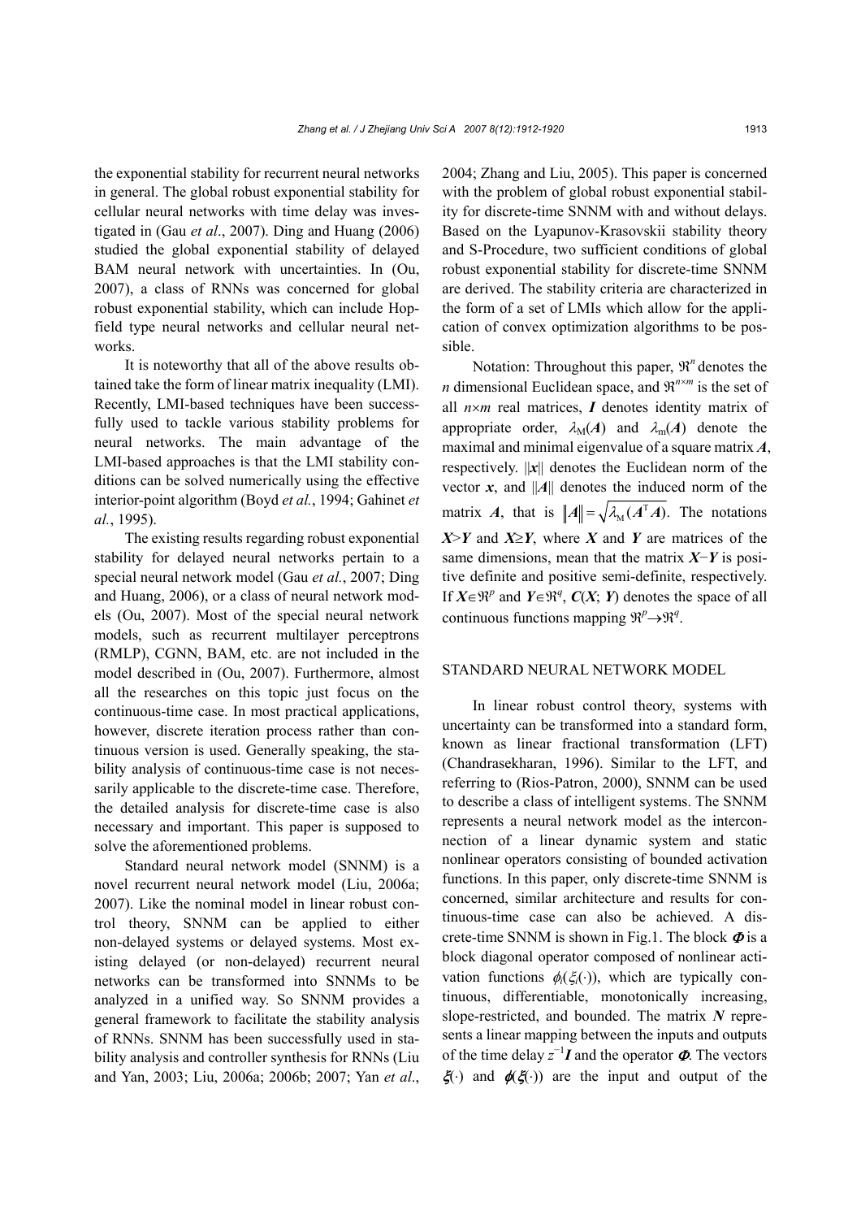the exponential stability for recurrent neural networks in general. The global robust exponential stability for cellular neural networks with time delay was investigated in (Gau *et al*., 2007). Ding and Huang (2006) studied the global exponential stability of delayed BAM neural network with uncertainties. In (Ou, 2007), a class of RNNs was concerned for global robust exponential stability, which can include Hopfield type neural networks and cellular neural networks.

It is noteworthy that all of the above results obtained take the form of linear matrix inequality (LMI). Recently, LMI-based techniques have been successfully used to tackle various stability problems for neural networks. The main advantage of the LMI-based approaches is that the LMI stability conditions can be solved numerically using the effective interior-point algorithm (Boyd *et al.*, 1994; Gahinet *et al.*, 1995).

The existing results regarding robust exponential stability for delayed neural networks pertain to a special neural network model (Gau *et al.*, 2007; Ding and Huang, 2006), or a class of neural network models (Ou, 2007). Most of the special neural network models, such as recurrent multilayer perceptrons (RMLP), CGNN, BAM, etc. are not included in the model described in (Ou, 2007). Furthermore, almost all the researches on this topic just focus on the continuous-time case. In most practical applications, however, discrete iteration process rather than continuous version is used. Generally speaking, the stability analysis of continuous-time case is not necessarily applicable to the discrete-time case. Therefore, the detailed analysis for discrete-time case is also necessary and important. This paper is supposed to solve the aforementioned problems.

Standard neural network model (SNNM) is a novel recurrent neural network model (Liu, 2006a; 2007). Like the nominal model in linear robust control theory, SNNM can be applied to either non-delayed systems or delayed systems. Most existing delayed (or non-delayed) recurrent neural networks can be transformed into SNNMs to be analyzed in a unified way. So SNNM provides a general framework to facilitate the stability analysis of RNNs. SNNM has been successfully used in stability analysis and controller synthesis for RNNs (Liu and Yan, 2003; Liu, 2006a; 2006b; 2007; Yan *et al*., 2004; Zhang and Liu, 2005). This paper is concerned with the problem of global robust exponential stability for discrete-time SNNM with and without delays. Based on the Lyapunov-Krasovskii stability theory and S-Procedure, two sufficient conditions of global robust exponential stability for discrete-time SNNM are derived. The stability criteria are characterized in the form of a set of LMIs which allow for the application of convex optimization algorithms to be possible.

Notation: Throughout this paper, $\Re^n$ denotes the $n$ dimensional Euclidean space, and $\Re^{n\times m}$ is the set of all $n\times m$ real matrices, $\boldsymbol{I}$ denotes identity matrix of appropriate order, $\lambda_{\mathrm{M}}(\boldsymbol{A})$ and $\lambda_{\mathrm{m}}(\boldsymbol{A})$ denote the maximal and minimal eigenvalue of a square matrix $\boldsymbol{A}$, respectively. $\|\boldsymbol{x}\|$ denotes the Euclidean norm of the vector $\boldsymbol{x}$, and $\|\boldsymbol{A}\|$ denotes the induced norm of the matrix $\boldsymbol{A}$, that is $\|\boldsymbol{A}\|=\sqrt{\lambda_{\mathrm{M}}(\boldsymbol{A}^{\mathrm{T}}\boldsymbol{A})}$. The notations $\boldsymbol{X}>\boldsymbol{Y}$ and $\boldsymbol{X}\geq\boldsymbol{Y}$, where $\boldsymbol{X}$ and $\boldsymbol{Y}$ are matrices of the same dimensions, mean that the matrix $\boldsymbol{X}-\boldsymbol{Y}$ is positive definite and positive semi-definite, respectively. If $\boldsymbol{X}\in\Re^p$ and $\boldsymbol{Y}\in\Re^q$, $\boldsymbol{C}(\boldsymbol{X};\boldsymbol{Y})$ denotes the space of all continuous functions mapping $\Re^p\rightarrow\Re^q$.

## STANDARD NEURAL NETWORK MODEL

In linear robust control theory, systems with uncertainty can be transformed into a standard form, known as linear fractional transformation (LFT) (Chandrasekharan, 1996). Similar to the LFT, and referring to (Rios-Patron, 2000), SNNM can be used to describe a class of intelligent systems. The SNNM represents a neural network model as the interconnection of a linear dynamic system and static nonlinear operators consisting of bounded activation functions. In this paper, only discrete-time SNNM is concerned, similar architecture and results for continuous-time case can also be achieved. A discrete-time SNNM is shown in Fig.1. The block $\boldsymbol{\Phi}$ is a block diagonal operator composed of nonlinear activation functions $\phi_i(\xi_i(\cdot))$, which are typically continuous, differentiable, monotonically increasing, slope-restricted, and bounded. The matrix $\boldsymbol{N}$ represents a linear mapping between the inputs and outputs of the time delay $z^{-1}\boldsymbol{I}$ and the operator $\boldsymbol{\Phi}$. The vectors $\boldsymbol{\xi}(\cdot)$ and $\boldsymbol{\phi}(\boldsymbol{\xi}(\cdot))$ are the input and output of the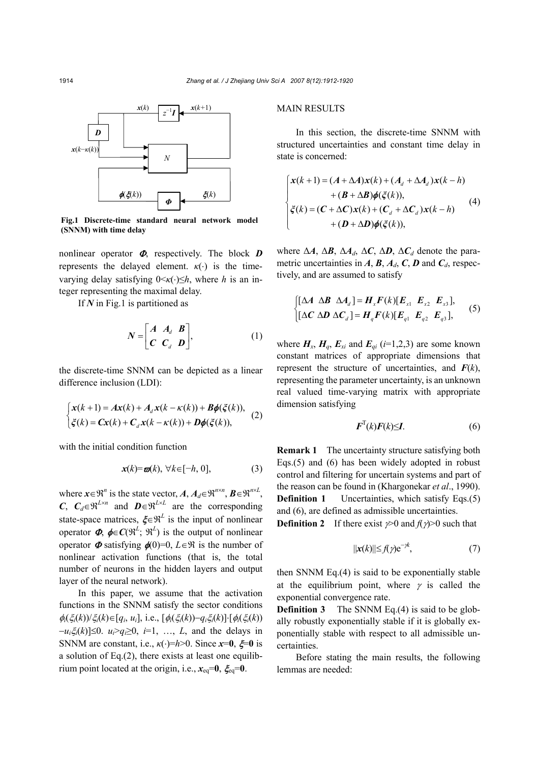Fig.1 Discrete-time standard neural network model (SNNM) with time delay

nonlinear operator $\boldsymbol{\Phi}$, respectively. The block $\boldsymbol{D}$ represents the delayed element. $\kappa(\cdot)$ is the time-varying delay satisfying $0<\kappa(\cdot)\leq h$, where $h$ is an integer representing the maximal delay.

If $\boldsymbol{N}$ in Fig.1 is partitioned as

$$\boldsymbol{N}=\begin{bmatrix}\boldsymbol{A} & \boldsymbol{A}_d & \boldsymbol{B}\\ \boldsymbol{C} & \boldsymbol{C}_d & \boldsymbol{D}\end{bmatrix}, \tag{1}$$

the discrete-time SNNM can be depicted as a linear difference inclusion (LDI):

$$\begin{cases}\boldsymbol{x}(k+1)=\boldsymbol{A}\boldsymbol{x}(k)+\boldsymbol{A}_d\boldsymbol{x}(k-\kappa(k))+\boldsymbol{B}\boldsymbol{\phi}(\boldsymbol{\xi}(k)),\\ \boldsymbol{\xi}(k)=\boldsymbol{C}\boldsymbol{x}(k)+\boldsymbol{C}_d\boldsymbol{x}(k-\kappa(k))+\boldsymbol{D}\boldsymbol{\phi}(\boldsymbol{\xi}(k)),\end{cases} \tag{2}$$

with the initial condition function

$$\boldsymbol{x}(k)=\boldsymbol{\varpi}(k),\ \forall k\in[-h,0], \tag{3}$$

where $\boldsymbol{x}\in\Re^n$ is the state vector, $\boldsymbol{A}$, $\boldsymbol{A}_d\in\Re^{n\times n}$, $\boldsymbol{B}\in\Re^{n\times L}$, $\boldsymbol{C}$, $\boldsymbol{C}_d\in\Re^{L\times n}$ and $\boldsymbol{D}\in\Re^{L\times L}$ are the corresponding state-space matrices, $\boldsymbol{\xi}\in\Re^L$ is the input of nonlinear operator $\boldsymbol{\Phi}$, $\boldsymbol{\phi}\in\boldsymbol{C}(\Re^L;\Re^L)$ is the output of nonlinear operator $\boldsymbol{\Phi}$ satisfying $\boldsymbol{\phi}(0)=0$, $L\in\Re$ is the number of nonlinear activation functions (that is, the total number of neurons in the hidden layers and output layer of the neural network).

In this paper, we assume that the activation functions in the SNNM satisfy the sector conditions $\phi_i(\xi_i(k))/\xi_i(k)\in[q_i, u_i]$, i.e., $[\phi_i(\xi_i(k))-q_i\xi_i(k)]\cdot[\phi_i(\xi_i(k))-u_i\xi_i(k)]\leq 0$. $u_i>q_i\geq 0$, $i=1, \ldots, L$, and the delays in SNNM are constant, i.e., $\kappa(\cdot)=h>0$. Since $\boldsymbol{x}=\boldsymbol{0}$, $\boldsymbol{\xi}=\boldsymbol{0}$ is a solution of Eq.(2), there exists at least one equilibrium point located at the origin, i.e., $\boldsymbol{x}_{\text{eq}}=\boldsymbol{0}$, $\boldsymbol{\xi}_{\text{eq}}=\boldsymbol{0}$.

## MAIN RESULTS

In this section, the discrete-time SNNM with structured uncertainties and constant time delay in state is concerned:

$$\begin{cases}\boldsymbol{x}(k+1)=(\boldsymbol{A}+\Delta\boldsymbol{A})\boldsymbol{x}(k)+(\boldsymbol{A}_d+\Delta\boldsymbol{A}_d)\boldsymbol{x}(k-h)\\ \qquad\qquad +(\boldsymbol{B}+\Delta\boldsymbol{B})\boldsymbol{\phi}(\boldsymbol{\xi}(k)),\\ \boldsymbol{\xi}(k)=(\boldsymbol{C}+\Delta\boldsymbol{C})\boldsymbol{x}(k)+(\boldsymbol{C}_d+\Delta\boldsymbol{C}_d)\boldsymbol{x}(k-h)\\ \qquad\qquad +(\boldsymbol{D}+\Delta\boldsymbol{D})\boldsymbol{\phi}(\boldsymbol{\xi}(k)),\end{cases} \tag{4}$$

where $\Delta\boldsymbol{A}$, $\Delta\boldsymbol{B}$, $\Delta\boldsymbol{A}_d$, $\Delta\boldsymbol{C}$, $\Delta\boldsymbol{D}$, $\Delta\boldsymbol{C}_d$ denote the parametric uncertainties in $\boldsymbol{A}$, $\boldsymbol{B}$, $\boldsymbol{A}_d$, $\boldsymbol{C}$, $\boldsymbol{D}$ and $\boldsymbol{C}_d$, respectively, and are assumed to satisfy

$$\begin{cases}[\Delta\boldsymbol{A}\ \ \Delta\boldsymbol{B}\ \ \Delta\boldsymbol{A}_d]=\boldsymbol{H}_x\boldsymbol{F}(k)[\boldsymbol{E}_{x1}\ \ \boldsymbol{E}_{x2}\ \ \boldsymbol{E}_{x3}],\\ [\Delta\boldsymbol{C}\ \ \Delta\boldsymbol{D}\ \ \Delta\boldsymbol{C}_d]=\boldsymbol{H}_q\boldsymbol{F}(k)[\boldsymbol{E}_{q1}\ \ \boldsymbol{E}_{q2}\ \ \boldsymbol{E}_{q3}],\end{cases} \tag{5}$$

where $\boldsymbol{H}_x$, $\boldsymbol{H}_q$, $\boldsymbol{E}_{xi}$ and $\boldsymbol{E}_{qi}$ ($i$=1,2,3) are some known constant matrices of appropriate dimensions that represent the structure of uncertainties, and $\boldsymbol{F}(k)$, representing the parameter uncertainty, is an unknown real valued time-varying matrix with appropriate dimension satisfying

$$\boldsymbol{F}^{\text{T}}(k)\boldsymbol{F}(k)\leq\boldsymbol{I}. \tag{6}$$

**Remark 1** The uncertainty structure satisfying both Eqs.(5) and (6) has been widely adopted in robust control and filtering for uncertain systems and part of the reason can be found in (Khargonekar *et al*., 1990).

**Definition 1** Uncertainties, which satisfy Eqs.(5) and (6), are defined as admissible uncertainties.

**Definition 2** If there exist $\gamma>0$ and $f(\gamma)>0$ such that

$$\|\boldsymbol{x}(k)\|\leq f(\gamma)\mathrm{e}^{-\gamma k}, \tag{7}$$

then SNNM Eq.(4) is said to be exponentially stable at the equilibrium point, where $\gamma$ is called the exponential convergence rate.

**Definition 3** The SNNM Eq.(4) is said to be globally robustly exponentially stable if it is globally exponentially stable with respect to all admissible uncertainties.

Before stating the main results, the following lemmas are needed: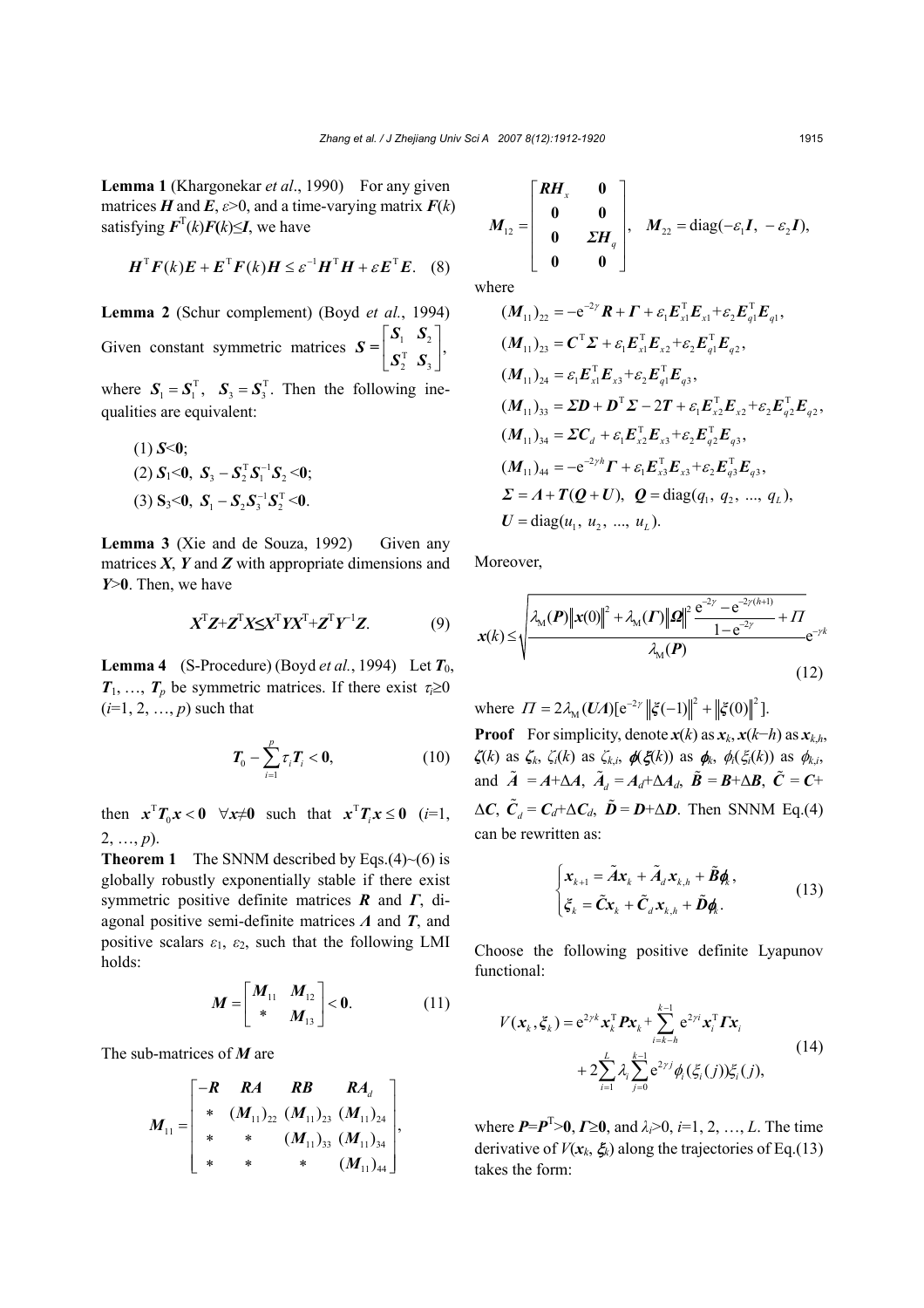**Lemma 1** (Khargonekar *et al*., 1990) For any given matrices $\boldsymbol{H}$ and $\boldsymbol{E}$, $\varepsilon>0$, and a time-varying matrix $\boldsymbol{F}(k)$ satisfying $\boldsymbol{F}^{\mathrm{T}}(k)\boldsymbol{F}(k)\leq\boldsymbol{I}$, we have

$$\boldsymbol{H}^{\mathrm{T}}\boldsymbol{F}(k)\boldsymbol{E}+\boldsymbol{E}^{\mathrm{T}}\boldsymbol{F}(k)\boldsymbol{H}\leq\varepsilon^{-1}\boldsymbol{H}^{\mathrm{T}}\boldsymbol{H}+\varepsilon\boldsymbol{E}^{\mathrm{T}}\boldsymbol{E}. \quad (8)$$

**Lemma 2** (Schur complement) (Boyd *et al*., 1994) Given constant symmetric matrices $\boldsymbol{S}=\begin{bmatrix}\boldsymbol{S}_1 & \boldsymbol{S}_2\\ \boldsymbol{S}_2^{\mathrm{T}} & \boldsymbol{S}_3\end{bmatrix}$, where $\boldsymbol{S}_1=\boldsymbol{S}_1^{\mathrm{T}}$, $\boldsymbol{S}_3=\boldsymbol{S}_3^{\mathrm{T}}$. Then the following inequalities are equivalent:

(1) $\boldsymbol{S}<\boldsymbol{0}$;
(2) $\boldsymbol{S}_1<\boldsymbol{0}$, $\boldsymbol{S}_3-\boldsymbol{S}_2^{\mathrm{T}}\boldsymbol{S}_1^{-1}\boldsymbol{S}_2<\boldsymbol{0}$;
(3) $\boldsymbol{S}_3<\boldsymbol{0}$, $\boldsymbol{S}_1-\boldsymbol{S}_2\boldsymbol{S}_3^{-1}\boldsymbol{S}_2^{\mathrm{T}}<\boldsymbol{0}$.

**Lemma 3** (Xie and de Souza, 1992) Given any matrices $\boldsymbol{X}$, $\boldsymbol{Y}$ and $\boldsymbol{Z}$ with appropriate dimensions and $\boldsymbol{Y}>\boldsymbol{0}$. Then, we have

$$\boldsymbol{X}^{\mathrm{T}}\boldsymbol{Z}+\boldsymbol{Z}^{\mathrm{T}}\boldsymbol{X}\leq\boldsymbol{X}^{\mathrm{T}}\boldsymbol{Y}\boldsymbol{X}^{\mathrm{T}}+\boldsymbol{Z}^{\mathrm{T}}\boldsymbol{Y}^{-1}\boldsymbol{Z}. \quad (9)$$

**Lemma 4** (S-Procedure) (Boyd *et al*., 1994) Let $\boldsymbol{T}_0$, $\boldsymbol{T}_1$, ..., $\boldsymbol{T}_p$ be symmetric matrices. If there exist $\tau_i\geq0$ ($i$=1, 2, ..., $p$) such that

$$\boldsymbol{T}_0-\sum_{i=1}^{p}\tau_i\boldsymbol{T}_i<\boldsymbol{0}, \quad (10)$$

then $\boldsymbol{x}^{\mathrm{T}}\boldsymbol{T}_0\boldsymbol{x}<\boldsymbol{0}$ $\forall\boldsymbol{x}\neq\boldsymbol{0}$ such that $\boldsymbol{x}^{\mathrm{T}}\boldsymbol{T}_i\boldsymbol{x}\leq\boldsymbol{0}$ ($i$=1, 2, ..., $p$).

**Theorem 1** The SNNM described by Eqs.(4)~(6) is globally robustly exponentially stable if there exist symmetric positive definite matrices $\boldsymbol{R}$ and $\boldsymbol{\Gamma}$, diagonal positive semi-definite matrices $\boldsymbol{\Lambda}$ and $\boldsymbol{T}$, and positive scalars $\varepsilon_1$, $\varepsilon_2$, such that the following LMI holds:

$$\boldsymbol{M}=\begin{bmatrix}\boldsymbol{M}_{11} & \boldsymbol{M}_{12}\\ * & \boldsymbol{M}_{13}\end{bmatrix}<\boldsymbol{0}. \quad (11)$$

The sub-matrices of $\boldsymbol{M}$ are

$$\boldsymbol{M}_{11}=\begin{bmatrix}-\boldsymbol{R} & \boldsymbol{R}\boldsymbol{A} & \boldsymbol{R}\boldsymbol{B} & \boldsymbol{R}\boldsymbol{A}_d\\ * & (\boldsymbol{M}_{11})_{22} & (\boldsymbol{M}_{11})_{23} & (\boldsymbol{M}_{11})_{24}\\ * & * & (\boldsymbol{M}_{11})_{33} & (\boldsymbol{M}_{11})_{34}\\ * & * & * & (\boldsymbol{M}_{11})_{44}\end{bmatrix},$$

$$\boldsymbol{M}_{12}=\begin{bmatrix}\boldsymbol{R}\boldsymbol{H}_x & \boldsymbol{0}\\ \boldsymbol{0} & \boldsymbol{0}\\ \boldsymbol{0} & \boldsymbol{\Sigma}\boldsymbol{H}_q\\ \boldsymbol{0} & \boldsymbol{0}\end{bmatrix},\quad \boldsymbol{M}_{22}=\mathrm{diag}(-\varepsilon_1\boldsymbol{I},\ -\varepsilon_2\boldsymbol{I}),$$

where

$$(\boldsymbol{M}_{11})_{22}=-\mathrm{e}^{-2\gamma}\boldsymbol{R}+\boldsymbol{\Gamma}+\varepsilon_1\boldsymbol{E}_{x1}^{\mathrm{T}}\boldsymbol{E}_{x1}+\varepsilon_2\boldsymbol{E}_{q1}^{\mathrm{T}}\boldsymbol{E}_{q1},$$
$$(\boldsymbol{M}_{11})_{23}=\boldsymbol{C}^{\mathrm{T}}\boldsymbol{\Sigma}+\varepsilon_1\boldsymbol{E}_{x1}^{\mathrm{T}}\boldsymbol{E}_{x2}+\varepsilon_2\boldsymbol{E}_{q1}^{\mathrm{T}}\boldsymbol{E}_{q2},$$
$$(\boldsymbol{M}_{11})_{24}=\varepsilon_1\boldsymbol{E}_{x1}^{\mathrm{T}}\boldsymbol{E}_{x3}+\varepsilon_2\boldsymbol{E}_{q1}^{\mathrm{T}}\boldsymbol{E}_{q3},$$
$$(\boldsymbol{M}_{11})_{33}=\boldsymbol{\Sigma}\boldsymbol{D}+\boldsymbol{D}^{\mathrm{T}}\boldsymbol{\Sigma}-2\boldsymbol{T}+\varepsilon_1\boldsymbol{E}_{x2}^{\mathrm{T}}\boldsymbol{E}_{x2}+\varepsilon_2\boldsymbol{E}_{q2}^{\mathrm{T}}\boldsymbol{E}_{q2},$$
$$(\boldsymbol{M}_{11})_{34}=\boldsymbol{\Sigma}\boldsymbol{C}_d+\varepsilon_1\boldsymbol{E}_{x2}^{\mathrm{T}}\boldsymbol{E}_{x3}+\varepsilon_2\boldsymbol{E}_{q2}^{\mathrm{T}}\boldsymbol{E}_{q3},$$
$$(\boldsymbol{M}_{11})_{44}=-\mathrm{e}^{-2\gamma h}\boldsymbol{\Gamma}+\varepsilon_1\boldsymbol{E}_{x3}^{\mathrm{T}}\boldsymbol{E}_{x3}+\varepsilon_2\boldsymbol{E}_{q3}^{\mathrm{T}}\boldsymbol{E}_{q3},$$
$$\boldsymbol{\Sigma}=\boldsymbol{\Lambda}+\boldsymbol{T}(\boldsymbol{Q}+\boldsymbol{U}),\quad \boldsymbol{Q}=\mathrm{diag}(q_1,\ q_2,\ ...,\ q_L),$$
$$\boldsymbol{U}=\mathrm{diag}(u_1,\ u_2,\ ...,\ u_L).$$

Moreover,

$$\boldsymbol{x}(k)\leq\sqrt{\frac{\lambda_{\mathrm{M}}(\boldsymbol{P})\left\|\boldsymbol{x}(0)\right\|^2+\lambda_{\mathrm{M}}(\boldsymbol{\Gamma})\left\|\boldsymbol{\Omega}\right\|^2\dfrac{\mathrm{e}^{-2\gamma}-\mathrm{e}^{-2\gamma(h+1)}}{1-\mathrm{e}^{-2\gamma}}+\Pi}{\lambda_{\mathrm{M}}(\boldsymbol{P})}}\mathrm{e}^{-\gamma k} \quad (12)$$

where $\Pi=2\lambda_{\mathrm{M}}(\boldsymbol{U}\boldsymbol{\Lambda})[\mathrm{e}^{-2\gamma}\left\|\boldsymbol{\xi}(-1)\right\|^2+\left\|\boldsymbol{\xi}(0)\right\|^2]$.

**Proof** For simplicity, denote $\boldsymbol{x}(k)$ as $\boldsymbol{x}_k$, $\boldsymbol{x}(k-h)$ as $\boldsymbol{x}_{k,h}$, $\boldsymbol{\zeta}(k)$ as $\boldsymbol{\zeta}_k$, $\zeta_i(k)$ as $\zeta_{k,i}$, $\boldsymbol{\phi}(\boldsymbol{\xi}(k))$ as $\boldsymbol{\phi}_k$, $\phi_i(\xi_i(k))$ as $\phi_{k,i}$, and $\tilde{\boldsymbol{A}}=\boldsymbol{A}+\Delta\boldsymbol{A}$, $\tilde{\boldsymbol{A}}_d=\boldsymbol{A}_d+\Delta\boldsymbol{A}_d$, $\tilde{\boldsymbol{B}}=\boldsymbol{B}+\Delta\boldsymbol{B}$, $\tilde{\boldsymbol{C}}=\boldsymbol{C}+\Delta\boldsymbol{C}$, $\tilde{\boldsymbol{C}}_d=\boldsymbol{C}_d+\Delta\boldsymbol{C}_d$, $\tilde{\boldsymbol{D}}=\boldsymbol{D}+\Delta\boldsymbol{D}$. Then SNNM Eq.(4) can be rewritten as:

$$\begin{cases}\boldsymbol{x}_{k+1}=\tilde{\boldsymbol{A}}\boldsymbol{x}_k+\tilde{\boldsymbol{A}}_d\boldsymbol{x}_{k,h}+\tilde{\boldsymbol{B}}\boldsymbol{\phi}_k,\\ \boldsymbol{\xi}_k=\tilde{\boldsymbol{C}}\boldsymbol{x}_k+\tilde{\boldsymbol{C}}_d\boldsymbol{x}_{k,h}+\tilde{\boldsymbol{D}}\boldsymbol{\phi}_k.\end{cases} \quad (13)$$

Choose the following positive definite Lyapunov functional:

$$V(\boldsymbol{x}_k,\boldsymbol{\xi}_k)=\mathrm{e}^{2\gamma k}\boldsymbol{x}_k^{\mathrm{T}}\boldsymbol{P}\boldsymbol{x}_k+\sum_{i=k-h}^{k-1}\mathrm{e}^{2\gamma i}\boldsymbol{x}_i^{\mathrm{T}}\boldsymbol{\Gamma}\boldsymbol{x}_i+2\sum_{i=1}^{L}\lambda_i\sum_{j=0}^{k-1}\mathrm{e}^{2\gamma j}\phi_i(\xi_i(j))\xi_i(j), \quad (14)$$

where $\boldsymbol{P}=\boldsymbol{P}^{\mathrm{T}}>\boldsymbol{0}$, $\boldsymbol{\Gamma}\geq\boldsymbol{0}$, and $\lambda_i>0$, $i$=1, 2, ..., $L$. The time derivative of $V(\boldsymbol{x}_k,\boldsymbol{\xi}_k)$ along the trajectories of Eq.(13) takes the form: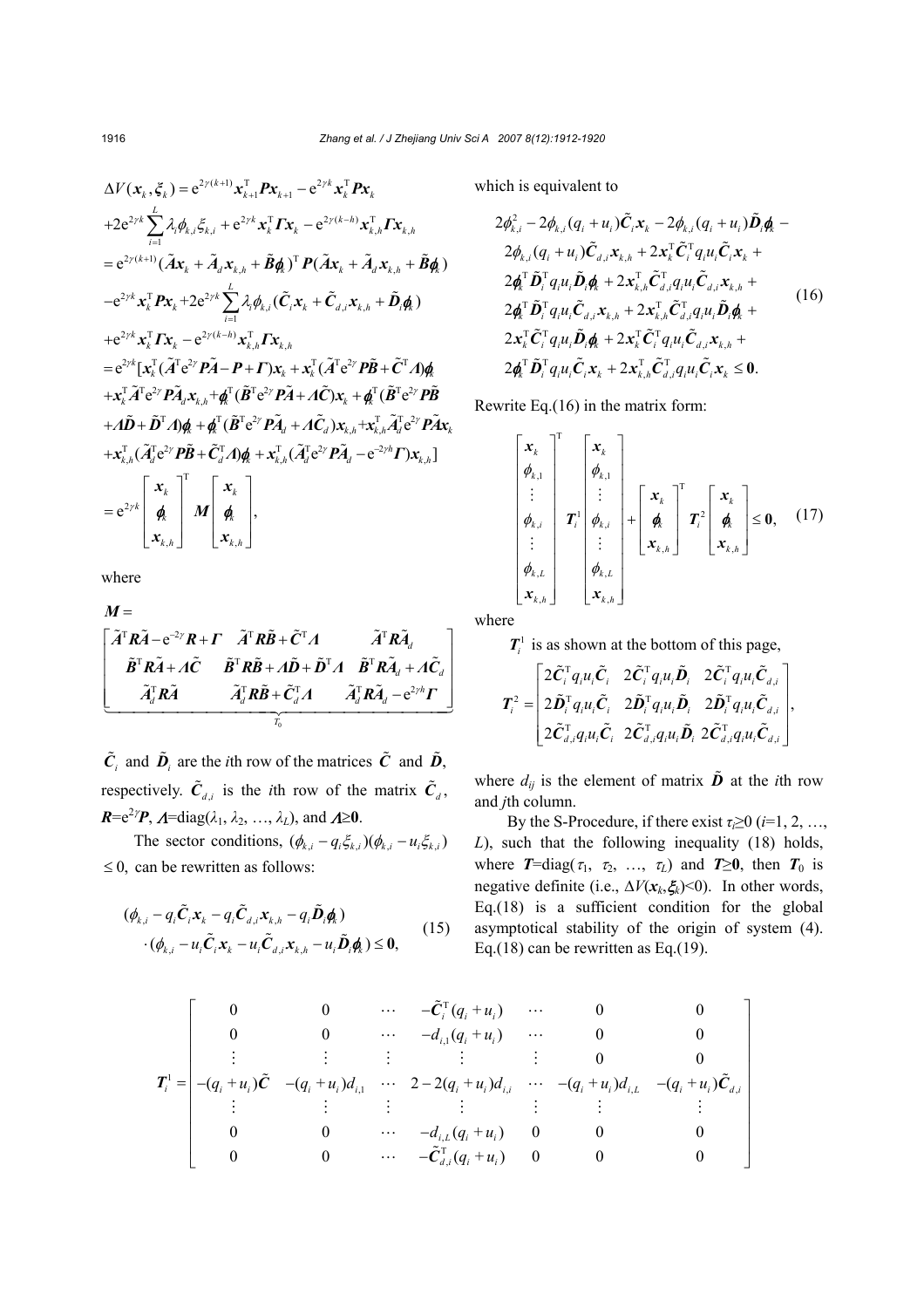$$
\begin{aligned}
&\Delta V(\boldsymbol{x}_k,\boldsymbol{\xi}_k)=\mathrm{e}^{2\gamma(k+1)}\boldsymbol{x}_{k+1}^{\mathrm{T}}\boldsymbol{P}\boldsymbol{x}_{k+1}-\mathrm{e}^{2\gamma k}\boldsymbol{x}_k^{\mathrm{T}}\boldsymbol{P}\boldsymbol{x}_k\\
&+2\mathrm{e}^{2\gamma k}\sum_{i=1}^{L}\lambda_i\phi_{k,i}\xi_{k,i}+\mathrm{e}^{2\gamma k}\boldsymbol{x}_k^{\mathrm{T}}\boldsymbol{\Gamma}\boldsymbol{x}_k-\mathrm{e}^{2\gamma(k-h)}\boldsymbol{x}_{k,h}^{\mathrm{T}}\boldsymbol{\Gamma}\boldsymbol{x}_{k,h}\\
&=\mathrm{e}^{2\gamma(k+1)}(\tilde{\boldsymbol{A}}\boldsymbol{x}_k+\tilde{\boldsymbol{A}}_d\boldsymbol{x}_{k,h}+\tilde{\boldsymbol{B}}\boldsymbol{\phi}_k)^{\mathrm{T}}\boldsymbol{P}(\tilde{\boldsymbol{A}}\boldsymbol{x}_k+\tilde{\boldsymbol{A}}_d\boldsymbol{x}_{k,h}+\tilde{\boldsymbol{B}}\boldsymbol{\phi}_k)\\
&-\mathrm{e}^{2\gamma k}\boldsymbol{x}_k^{\mathrm{T}}\boldsymbol{P}\boldsymbol{x}_k+2\mathrm{e}^{2\gamma k}\sum_{i=1}^{L}\lambda_i\phi_{k,i}(\tilde{\boldsymbol{C}}_i\boldsymbol{x}_k+\tilde{\boldsymbol{C}}_{d,i}\boldsymbol{x}_{k,h}+\tilde{\boldsymbol{D}}_i\boldsymbol{\phi}_k)\\
&+\mathrm{e}^{2\gamma k}\boldsymbol{x}_k^{\mathrm{T}}\boldsymbol{\Gamma}\boldsymbol{x}_k-\mathrm{e}^{2\gamma(k-h)}\boldsymbol{x}_{k,h}^{\mathrm{T}}\boldsymbol{\Gamma}\boldsymbol{x}_{k,h}\\
&=\mathrm{e}^{2\gamma k}[\boldsymbol{x}_k^{\mathrm{T}}(\tilde{\boldsymbol{A}}^{\mathrm{T}}\mathrm{e}^{2\gamma}\boldsymbol{P}\tilde{\boldsymbol{A}}-\boldsymbol{P}+\boldsymbol{\Gamma})\boldsymbol{x}_k+\boldsymbol{x}_k^{\mathrm{T}}(\tilde{\boldsymbol{A}}^{\mathrm{T}}\mathrm{e}^{2\gamma}\boldsymbol{P}\tilde{\boldsymbol{B}}+\tilde{\boldsymbol{C}}^{\mathrm{T}}\boldsymbol{\Lambda})\boldsymbol{\phi}_k\\
&+\boldsymbol{x}_k^{\mathrm{T}}\tilde{\boldsymbol{A}}^{\mathrm{T}}\mathrm{e}^{2\gamma}\boldsymbol{P}\tilde{\boldsymbol{A}}_d\boldsymbol{x}_{k,h}+\boldsymbol{\phi}_k^{\mathrm{T}}(\tilde{\boldsymbol{B}}^{\mathrm{T}}\mathrm{e}^{2\gamma}\boldsymbol{P}\tilde{\boldsymbol{A}}+\boldsymbol{\Lambda}\tilde{\boldsymbol{C}})\boldsymbol{x}_k+\boldsymbol{\phi}_k^{\mathrm{T}}(\tilde{\boldsymbol{B}}^{\mathrm{T}}\mathrm{e}^{2\gamma}\boldsymbol{P}\tilde{\boldsymbol{B}}\\
&+\boldsymbol{\Lambda}\tilde{\boldsymbol{D}}+\tilde{\boldsymbol{D}}^{\mathrm{T}}\boldsymbol{\Lambda})\boldsymbol{\phi}_k+\boldsymbol{\phi}_k^{\mathrm{T}}(\tilde{\boldsymbol{B}}^{\mathrm{T}}\mathrm{e}^{2\gamma}\boldsymbol{P}\tilde{\boldsymbol{A}}_d+\boldsymbol{\Lambda}\tilde{\boldsymbol{C}}_d)\boldsymbol{x}_{k,h}+\boldsymbol{x}_{k,h}^{\mathrm{T}}\tilde{\boldsymbol{A}}_d^{\mathrm{T}}\mathrm{e}^{2\gamma}\boldsymbol{P}\tilde{\boldsymbol{A}}\boldsymbol{x}_k\\
&+\boldsymbol{x}_{k,h}^{\mathrm{T}}(\tilde{\boldsymbol{A}}_d^{\mathrm{T}}\mathrm{e}^{2\gamma}\boldsymbol{P}\tilde{\boldsymbol{B}}+\tilde{\boldsymbol{C}}_d^{\mathrm{T}}\boldsymbol{\Lambda})\boldsymbol{\phi}_k+\boldsymbol{x}_{k,h}^{\mathrm{T}}(\tilde{\boldsymbol{A}}_d^{\mathrm{T}}\mathrm{e}^{2\gamma}\boldsymbol{P}\tilde{\boldsymbol{A}}_d-\mathrm{e}^{-2\gamma h}\boldsymbol{\Gamma})\boldsymbol{x}_{k,h}]\\
&=\mathrm{e}^{2\gamma k}\begin{bmatrix}\boldsymbol{x}_k\\ \boldsymbol{\phi}_k\\ \boldsymbol{x}_{k,h}\end{bmatrix}^{\mathrm{T}}\boldsymbol{M}\begin{bmatrix}\boldsymbol{x}_k\\ \boldsymbol{\phi}_k\\ \boldsymbol{x}_{k,h}\end{bmatrix},
\end{aligned}
$$

where

$$
\boldsymbol{M}=\underbrace{\begin{bmatrix}
\tilde{\boldsymbol{A}}^{\mathrm{T}}\boldsymbol{R}\tilde{\boldsymbol{A}}-\mathrm{e}^{-2\gamma}\boldsymbol{R}+\boldsymbol{\Gamma} & \tilde{\boldsymbol{A}}^{\mathrm{T}}\boldsymbol{R}\tilde{\boldsymbol{B}}+\tilde{\boldsymbol{C}}^{\mathrm{T}}\boldsymbol{\Lambda} & \tilde{\boldsymbol{A}}^{\mathrm{T}}\boldsymbol{R}\tilde{\boldsymbol{A}}_d\\
\tilde{\boldsymbol{B}}^{\mathrm{T}}\boldsymbol{R}\tilde{\boldsymbol{A}}+\boldsymbol{\Lambda}\tilde{\boldsymbol{C}} & \tilde{\boldsymbol{B}}^{\mathrm{T}}\boldsymbol{R}\tilde{\boldsymbol{B}}+\boldsymbol{\Lambda}\tilde{\boldsymbol{D}}+\tilde{\boldsymbol{D}}^{\mathrm{T}}\boldsymbol{\Lambda} & \tilde{\boldsymbol{B}}^{\mathrm{T}}\boldsymbol{R}\tilde{\boldsymbol{A}}_d+\boldsymbol{\Lambda}\tilde{\boldsymbol{C}}_d\\
\tilde{\boldsymbol{A}}_d^{\mathrm{T}}\boldsymbol{R}\tilde{\boldsymbol{A}} & \tilde{\boldsymbol{A}}_d^{\mathrm{T}}\boldsymbol{R}\tilde{\boldsymbol{B}}+\tilde{\boldsymbol{C}}_d^{\mathrm{T}}\boldsymbol{\Lambda} & \tilde{\boldsymbol{A}}_d^{\mathrm{T}}\boldsymbol{R}\tilde{\boldsymbol{A}}_d-\mathrm{e}^{2\gamma h}\boldsymbol{\Gamma}
\end{bmatrix}}_{T_0}
$$

$\tilde{\boldsymbol{C}}_i$ and $\tilde{\boldsymbol{D}}_i$ are the $i$th row of the matrices $\tilde{\boldsymbol{C}}$ and $\tilde{\boldsymbol{D}}$, respectively. $\tilde{\boldsymbol{C}}_{d,i}$ is the $i$th row of the matrix $\tilde{\boldsymbol{C}}_d$, $\boldsymbol{R}=\mathrm{e}^{2\gamma}\boldsymbol{P}$, $\boldsymbol{\Lambda}=\mathrm{diag}(\lambda_1, \lambda_2, \ldots, \lambda_L)$, and $\boldsymbol{\Lambda}\geq\boldsymbol{0}$.

The sector conditions, $(\phi_{k,i}-q_i\xi_{k,i})(\phi_{k,i}-u_i\xi_{k,i})\leq 0$, can be rewritten as follows:

$$
\begin{aligned}
&(\phi_{k,i}-q_i\tilde{\boldsymbol{C}}_i\boldsymbol{x}_k-q_i\tilde{\boldsymbol{C}}_{d,i}\boldsymbol{x}_{k,h}-q_i\tilde{\boldsymbol{D}}_i\boldsymbol{\phi}_k)\\
&\cdot(\phi_{k,i}-u_i\tilde{\boldsymbol{C}}_i\boldsymbol{x}_k-u_i\tilde{\boldsymbol{C}}_{d,i}\boldsymbol{x}_{k,h}-u_i\tilde{\boldsymbol{D}}_i\boldsymbol{\phi}_k)\leq\boldsymbol{0},
\end{aligned}\tag{15}
$$

which is equivalent to

$$
\begin{aligned}
&2\phi_{k,i}^2-2\phi_{k,i}(q_i+u_i)\tilde{\boldsymbol{C}}_i\boldsymbol{x}_k-2\phi_{k,i}(q_i+u_i)\tilde{\boldsymbol{D}}_i\boldsymbol{\phi}_k-\\
&2\phi_{k,i}(q_i+u_i)\tilde{\boldsymbol{C}}_{d,i}\boldsymbol{x}_{k,h}+2\boldsymbol{x}_k^{\mathrm{T}}\tilde{\boldsymbol{C}}_i^{\mathrm{T}}q_iu_i\tilde{\boldsymbol{C}}_i\boldsymbol{x}_k+\\
&2\boldsymbol{\phi}_k^{\mathrm{T}}\tilde{\boldsymbol{D}}_i^{\mathrm{T}}q_iu_i\tilde{\boldsymbol{D}}_i\boldsymbol{\phi}_k+2\boldsymbol{x}_{k,h}^{\mathrm{T}}\tilde{\boldsymbol{C}}_{d,i}^{\mathrm{T}}q_iu_i\tilde{\boldsymbol{C}}_{d,i}\boldsymbol{x}_{k,h}+\\
&2\boldsymbol{\phi}_k^{\mathrm{T}}\tilde{\boldsymbol{D}}_i^{\mathrm{T}}q_iu_i\tilde{\boldsymbol{C}}_{d,i}\boldsymbol{x}_{k,h}+2\boldsymbol{x}_{k,h}^{\mathrm{T}}\tilde{\boldsymbol{C}}_{d,i}^{\mathrm{T}}q_iu_i\tilde{\boldsymbol{D}}_i\boldsymbol{\phi}_k+\\
&2\boldsymbol{x}_k^{\mathrm{T}}\tilde{\boldsymbol{C}}_i^{\mathrm{T}}q_iu_i\tilde{\boldsymbol{D}}_i\boldsymbol{\phi}_k+2\boldsymbol{x}_k^{\mathrm{T}}\tilde{\boldsymbol{C}}_i^{\mathrm{T}}q_iu_i\tilde{\boldsymbol{C}}_{d,i}\boldsymbol{x}_{k,h}+\\
&2\boldsymbol{\phi}_k^{\mathrm{T}}\tilde{\boldsymbol{D}}_i^{\mathrm{T}}q_iu_i\tilde{\boldsymbol{C}}_i\boldsymbol{x}_k+2\boldsymbol{x}_{k,h}^{\mathrm{T}}\tilde{\boldsymbol{C}}_{d,i}^{\mathrm{T}}q_iu_i\tilde{\boldsymbol{C}}_i\boldsymbol{x}_k\leq\boldsymbol{0}.
\end{aligned}\tag{16}
$$

Rewrite Eq.(16) in the matrix form:

$$
\begin{bmatrix}\boldsymbol{x}_k\\ \phi_{k,1}\\ \vdots\\ \phi_{k,i}\\ \vdots\\ \phi_{k,L}\\ \boldsymbol{x}_{k,h}\end{bmatrix}^{\mathrm{T}}\boldsymbol{T}_i^1\begin{bmatrix}\boldsymbol{x}_k\\ \phi_{k,1}\\ \vdots\\ \phi_{k,i}\\ \vdots\\ \phi_{k,L}\\ \boldsymbol{x}_{k,h}\end{bmatrix}+\begin{bmatrix}\boldsymbol{x}_k\\ \boldsymbol{\phi}_k\\ \boldsymbol{x}_{k,h}\end{bmatrix}^{\mathrm{T}}\boldsymbol{T}_i^2\begin{bmatrix}\boldsymbol{x}_k\\ \boldsymbol{\phi}_k\\ \boldsymbol{x}_{k,h}\end{bmatrix}\leq\boldsymbol{0},\tag{17}
$$

where

$\boldsymbol{T}_i^1$ is as shown at the bottom of this page,

$$
\boldsymbol{T}_i^2=\begin{bmatrix}
2\tilde{\boldsymbol{C}}_i^{\mathrm{T}}q_iu_i\tilde{\boldsymbol{C}}_i & 2\tilde{\boldsymbol{C}}_i^{\mathrm{T}}q_iu_i\tilde{\boldsymbol{D}}_i & 2\tilde{\boldsymbol{C}}_i^{\mathrm{T}}q_iu_i\tilde{\boldsymbol{C}}_{d,i}\\
2\tilde{\boldsymbol{D}}_i^{\mathrm{T}}q_iu_i\tilde{\boldsymbol{C}}_i & 2\tilde{\boldsymbol{D}}_i^{\mathrm{T}}q_iu_i\tilde{\boldsymbol{D}}_i & 2\tilde{\boldsymbol{D}}_i^{\mathrm{T}}q_iu_i\tilde{\boldsymbol{C}}_{d,i}\\
2\tilde{\boldsymbol{C}}_{d,i}^{\mathrm{T}}q_iu_i\tilde{\boldsymbol{C}}_i & 2\tilde{\boldsymbol{C}}_{d,i}^{\mathrm{T}}q_iu_i\tilde{\boldsymbol{D}}_i & 2\tilde{\boldsymbol{C}}_{d,i}^{\mathrm{T}}q_iu_i\tilde{\boldsymbol{C}}_{d,i}
\end{bmatrix},
$$

where $d_{ij}$ is the element of matrix $\tilde{\boldsymbol{D}}$ at the $i$th row and $j$th column.

By the S-Procedure, if there exist $\tau_i\geq 0$ ($i$=1, 2, …, $L$), such that the following inequality (18) holds, where $\boldsymbol{T}=\mathrm{diag}(\tau_1, \tau_2, \ldots, \tau_L)$ and $\boldsymbol{T}\geq\boldsymbol{0}$, then $\boldsymbol{T}_0$ is negative definite (i.e., $\Delta V(\boldsymbol{x}_k,\boldsymbol{\xi}_k)<0$). In other words, Eq.(18) is a sufficient condition for the global asymptotical stability of the origin of system (4). Eq.(18) can be rewritten as Eq.(19).

$$
\boldsymbol{T}_i^1=\begin{bmatrix}
0 & 0 & \cdots & -\tilde{\boldsymbol{C}}_i^{\mathrm{T}}(q_i+u_i) & \cdots & 0 & 0\\
0 & 0 & \cdots & -d_{i,1}(q_i+u_i) & \cdots & 0 & 0\\
\vdots & \vdots & \vdots & \vdots & \vdots & 0 & 0\\
-(q_i+u_i)\tilde{\boldsymbol{C}} & -(q_i+u_i)d_{i,1} & \cdots & 2-2(q_i+u_i)d_{i,i} & \cdots & -(q_i+u_i)d_{i,L} & -(q_i+u_i)\tilde{\boldsymbol{C}}_{d,i}\\
\vdots & \vdots & \vdots & \vdots & \vdots & \vdots & \vdots\\
0 & 0 & \cdots & -d_{i,L}(q_i+u_i) & 0 & 0 & 0\\
0 & 0 & \cdots & -\tilde{\boldsymbol{C}}_{d,i}^{\mathrm{T}}(q_i+u_i) & 0 & 0 & 0
\end{bmatrix}
$$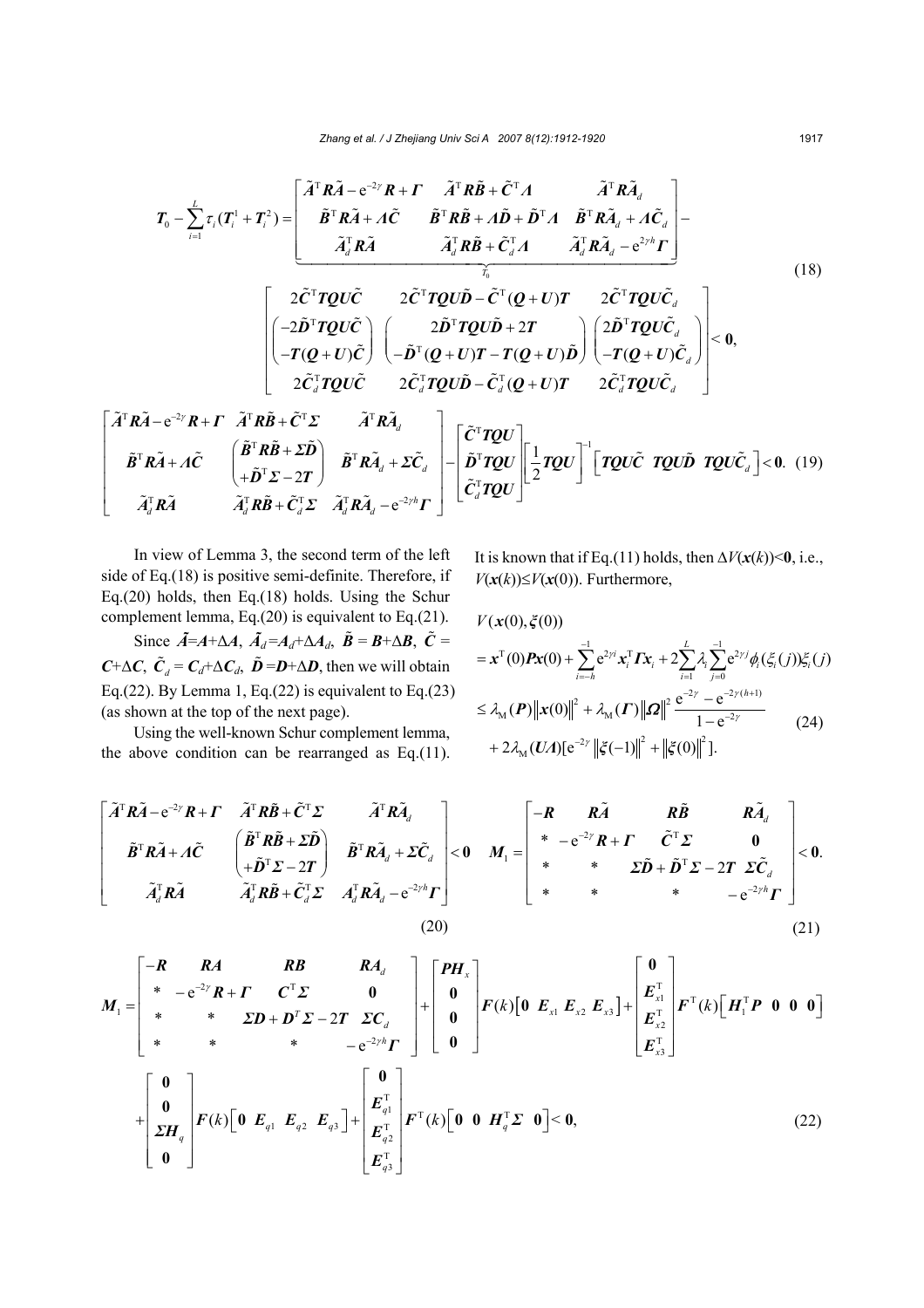$$
\boldsymbol{T}_0-\sum_{i=1}^{L}\tau_i(\boldsymbol{T}_i^1+\boldsymbol{T}_i^2)=\underbrace{\begin{bmatrix}\tilde{\boldsymbol{A}}^{\mathrm{T}}\boldsymbol{R}\tilde{\boldsymbol{A}}-\mathrm{e}^{-2\gamma}\boldsymbol{R}+\boldsymbol{\Gamma} & \tilde{\boldsymbol{A}}^{\mathrm{T}}\boldsymbol{R}\tilde{\boldsymbol{B}}+\tilde{\boldsymbol{C}}^{\mathrm{T}}\boldsymbol{\Lambda} & \tilde{\boldsymbol{A}}^{\mathrm{T}}\boldsymbol{R}\tilde{\boldsymbol{A}}_d\\ \tilde{\boldsymbol{B}}^{\mathrm{T}}\boldsymbol{R}\tilde{\boldsymbol{A}}+\boldsymbol{\Lambda}\tilde{\boldsymbol{C}} & \tilde{\boldsymbol{B}}^{\mathrm{T}}\boldsymbol{R}\tilde{\boldsymbol{B}}+\boldsymbol{\Lambda}\tilde{\boldsymbol{D}}+\tilde{\boldsymbol{D}}^{\mathrm{T}}\boldsymbol{\Lambda} & \tilde{\boldsymbol{B}}^{\mathrm{T}}\boldsymbol{R}\tilde{\boldsymbol{A}}_d+\boldsymbol{\Lambda}\tilde{\boldsymbol{C}}_d\\ \tilde{\boldsymbol{A}}_d^{\mathrm{T}}\boldsymbol{R}\tilde{\boldsymbol{A}} & \tilde{\boldsymbol{A}}_d^{\mathrm{T}}\boldsymbol{R}\tilde{\boldsymbol{B}}+\tilde{\boldsymbol{C}}_d^{\mathrm{T}}\boldsymbol{\Lambda} & \tilde{\boldsymbol{A}}_d^{\mathrm{T}}\boldsymbol{R}\tilde{\boldsymbol{A}}_d-\mathrm{e}^{2\gamma h}\boldsymbol{\Gamma}\end{bmatrix}}_{\tilde{T}_0}-
$$

$$
\begin{bmatrix}2\tilde{\boldsymbol{C}}^{\mathrm{T}}\boldsymbol{TQU}\tilde{\boldsymbol{C}} & 2\tilde{\boldsymbol{C}}^{\mathrm{T}}\boldsymbol{TQU}\tilde{\boldsymbol{D}}-\tilde{\boldsymbol{C}}^{\mathrm{T}}(\boldsymbol{Q}+\boldsymbol{U})\boldsymbol{T} & 2\tilde{\boldsymbol{C}}^{\mathrm{T}}\boldsymbol{TQU}\tilde{\boldsymbol{C}}_d\\ \begin{pmatrix}-2\tilde{\boldsymbol{D}}^{\mathrm{T}}\boldsymbol{TQU}\tilde{\boldsymbol{C}}\\ -\boldsymbol{T}(\boldsymbol{Q}+\boldsymbol{U})\tilde{\boldsymbol{C}}\end{pmatrix} & \begin{pmatrix}2\tilde{\boldsymbol{D}}^{\mathrm{T}}\boldsymbol{TQU}\tilde{\boldsymbol{D}}+2\boldsymbol{T}\\ -\tilde{\boldsymbol{D}}^{\mathrm{T}}(\boldsymbol{Q}+\boldsymbol{U})\boldsymbol{T}-\boldsymbol{T}(\boldsymbol{Q}+\boldsymbol{U})\tilde{\boldsymbol{D}}\end{pmatrix} & \begin{pmatrix}2\tilde{\boldsymbol{D}}^{\mathrm{T}}\boldsymbol{TQU}\tilde{\boldsymbol{C}}_d\\ -\boldsymbol{T}(\boldsymbol{Q}+\boldsymbol{U})\tilde{\boldsymbol{C}}_d\end{pmatrix}\\ 2\tilde{\boldsymbol{C}}_d^{\mathrm{T}}\boldsymbol{TQU}\tilde{\boldsymbol{C}} & 2\tilde{\boldsymbol{C}}_d^{\mathrm{T}}\boldsymbol{TQU}\tilde{\boldsymbol{D}}-\tilde{\boldsymbol{C}}_d^{\mathrm{T}}(\boldsymbol{Q}+\boldsymbol{U})\boldsymbol{T} & 2\tilde{\boldsymbol{C}}_d^{\mathrm{T}}\boldsymbol{TQU}\tilde{\boldsymbol{C}}_d\end{bmatrix}<\boldsymbol{0}, \tag{18}
$$

$$
\begin{bmatrix}\tilde{\boldsymbol{A}}^{\mathrm{T}}\boldsymbol{R}\tilde{\boldsymbol{A}}-\mathrm{e}^{-2\gamma}\boldsymbol{R}+\boldsymbol{\Gamma} & \tilde{\boldsymbol{A}}^{\mathrm{T}}\boldsymbol{R}\tilde{\boldsymbol{B}}+\tilde{\boldsymbol{C}}^{\mathrm{T}}\boldsymbol{\Sigma} & \tilde{\boldsymbol{A}}^{\mathrm{T}}\boldsymbol{R}\tilde{\boldsymbol{A}}_d\\ \tilde{\boldsymbol{B}}^{\mathrm{T}}\boldsymbol{R}\tilde{\boldsymbol{A}}+\boldsymbol{\Lambda}\tilde{\boldsymbol{C}} & \begin{pmatrix}\tilde{\boldsymbol{B}}^{\mathrm{T}}\boldsymbol{R}\tilde{\boldsymbol{B}}+\boldsymbol{\Sigma}\tilde{\boldsymbol{D}}\\ +\tilde{\boldsymbol{D}}^{\mathrm{T}}\boldsymbol{\Sigma}-2\boldsymbol{T}\end{pmatrix} & \tilde{\boldsymbol{B}}^{\mathrm{T}}\boldsymbol{R}\tilde{\boldsymbol{A}}_d+\boldsymbol{\Sigma}\tilde{\boldsymbol{C}}_d\\ \tilde{\boldsymbol{A}}_d^{\mathrm{T}}\boldsymbol{R}\tilde{\boldsymbol{A}} & \tilde{\boldsymbol{A}}_d^{\mathrm{T}}\boldsymbol{R}\tilde{\boldsymbol{B}}+\tilde{\boldsymbol{C}}_d^{\mathrm{T}}\boldsymbol{\Sigma} & \tilde{\boldsymbol{A}}_d^{\mathrm{T}}\boldsymbol{R}\tilde{\boldsymbol{A}}_d-\mathrm{e}^{-2\gamma h}\boldsymbol{\Gamma}\end{bmatrix}-\begin{bmatrix}\tilde{\boldsymbol{C}}^{\mathrm{T}}\boldsymbol{TQU}\\ \tilde{\boldsymbol{D}}^{\mathrm{T}}\boldsymbol{TQU}\\ \tilde{\boldsymbol{C}}_d^{\mathrm{T}}\boldsymbol{TQU}\end{bmatrix}\left[\frac{1}{2}\boldsymbol{TQU}\right]^{-1}\begin{bmatrix}\boldsymbol{TQU}\tilde{\boldsymbol{C}} & \boldsymbol{TQU}\tilde{\boldsymbol{D}} & \boldsymbol{TQU}\tilde{\boldsymbol{C}}_d\end{bmatrix}<\boldsymbol{0}. \tag{19}
$$

In view of Lemma 3, the second term of the left side of Eq.(18) is positive semi-definite. Therefore, if Eq.(20) holds, then Eq.(18) holds. Using the Schur complement lemma, Eq.(20) is equivalent to Eq.(21).

Since $\tilde{\boldsymbol{A}}=\boldsymbol{A}+\Delta\boldsymbol{A}$, $\tilde{\boldsymbol{A}}_d=\boldsymbol{A}_d+\Delta\boldsymbol{A}_d$, $\tilde{\boldsymbol{B}}=\boldsymbol{B}+\Delta\boldsymbol{B}$, $\tilde{\boldsymbol{C}}=\boldsymbol{C}+\Delta\boldsymbol{C}$, $\tilde{\boldsymbol{C}}_d=\boldsymbol{C}_d+\Delta\boldsymbol{C}_d$, $\tilde{\boldsymbol{D}}=\boldsymbol{D}+\Delta\boldsymbol{D}$, then we will obtain Eq.(22). By Lemma 1, Eq.(22) is equivalent to Eq.(23) (as shown at the top of the next page).

Using the well-known Schur complement lemma, the above condition can be rearranged as Eq.(11). It is known that if Eq.(11) holds, then $\Delta V(\boldsymbol{x}(k))<\boldsymbol{0}$, i.e., $V(\boldsymbol{x}(k))\le V(\boldsymbol{x}(0))$. Furthermore,

$$
\begin{aligned}
&V(\boldsymbol{x}(0),\boldsymbol{\xi}(0))\\
&=\boldsymbol{x}^{\mathrm{T}}(0)\boldsymbol{P}\boldsymbol{x}(0)+\sum_{i=-h}^{-1}\mathrm{e}^{2\gamma i}\boldsymbol{x}_i^{\mathrm{T}}\boldsymbol{\Gamma}\boldsymbol{x}_i+2\sum_{i=1}^{L}\lambda_i\sum_{j=0}^{-1}\mathrm{e}^{2\gamma j}\phi_i(\xi_i(j))\xi_i(j)\\
&\le\lambda_{\mathrm{M}}(\boldsymbol{P})\|\boldsymbol{x}(0)\|^2+\lambda_{\mathrm{M}}(\boldsymbol{\Gamma})\|\boldsymbol{\Omega}\|^2\frac{\mathrm{e}^{-2\gamma}-\mathrm{e}^{-2\gamma(h+1)}}{1-\mathrm{e}^{-2\gamma}}\\
&\quad+2\lambda_{\mathrm{M}}(\boldsymbol{U\Lambda})[\mathrm{e}^{-2\gamma}\|\boldsymbol{\xi}(-1)\|^2+\|\boldsymbol{\xi}(0)\|^2].
\end{aligned}\tag{24}
$$

$$
\begin{bmatrix}\tilde{\boldsymbol{A}}^{\mathrm{T}}\boldsymbol{R}\tilde{\boldsymbol{A}}-\mathrm{e}^{-2\gamma}\boldsymbol{R}+\boldsymbol{\Gamma} & \tilde{\boldsymbol{A}}^{\mathrm{T}}\boldsymbol{R}\tilde{\boldsymbol{B}}+\tilde{\boldsymbol{C}}^{\mathrm{T}}\boldsymbol{\Sigma} & \tilde{\boldsymbol{A}}^{\mathrm{T}}\boldsymbol{R}\tilde{\boldsymbol{A}}_d\\ \tilde{\boldsymbol{B}}^{\mathrm{T}}\boldsymbol{R}\tilde{\boldsymbol{A}}+\boldsymbol{\Lambda}\tilde{\boldsymbol{C}} & \begin{pmatrix}\tilde{\boldsymbol{B}}^{\mathrm{T}}\boldsymbol{R}\tilde{\boldsymbol{B}}+\boldsymbol{\Sigma}\tilde{\boldsymbol{D}}\\ +\tilde{\boldsymbol{D}}^{\mathrm{T}}\boldsymbol{\Sigma}-2\boldsymbol{T}\end{pmatrix} & \tilde{\boldsymbol{B}}^{\mathrm{T}}\boldsymbol{R}\tilde{\boldsymbol{A}}_d+\boldsymbol{\Sigma}\tilde{\boldsymbol{C}}_d\\ \tilde{\boldsymbol{A}}_d^{\mathrm{T}}\boldsymbol{R}\tilde{\boldsymbol{A}} & \tilde{\boldsymbol{A}}_d^{\mathrm{T}}\boldsymbol{R}\tilde{\boldsymbol{B}}+\tilde{\boldsymbol{C}}_d^{\mathrm{T}}\boldsymbol{\Sigma} & \boldsymbol{A}_d^{\mathrm{T}}\boldsymbol{R}\tilde{\boldsymbol{A}}_d-\mathrm{e}^{-2\gamma h}\boldsymbol{\Gamma}\end{bmatrix}<\boldsymbol{0} \tag{20}
$$

$$
\boldsymbol{M}_1=\begin{bmatrix}-\boldsymbol{R} & \boldsymbol{R}\tilde{\boldsymbol{A}} & \boldsymbol{R}\tilde{\boldsymbol{B}} & \boldsymbol{R}\tilde{\boldsymbol{A}}_d\\ * & -\mathrm{e}^{-2\gamma}\boldsymbol{R}+\boldsymbol{\Gamma} & \tilde{\boldsymbol{C}}^{\mathrm{T}}\boldsymbol{\Sigma} & \boldsymbol{0}\\ * & * & \boldsymbol{\Sigma}\tilde{\boldsymbol{D}}+\tilde{\boldsymbol{D}}^{\mathrm{T}}\boldsymbol{\Sigma}-2\boldsymbol{T} & \boldsymbol{\Sigma}\tilde{\boldsymbol{C}}_d\\ * & * & * & -\mathrm{e}^{-2\gamma h}\boldsymbol{\Gamma}\end{bmatrix}<\boldsymbol{0}. \tag{21}
$$

$$
\begin{aligned}
\boldsymbol{M}_1=&\begin{bmatrix}-\boldsymbol{R} & \boldsymbol{RA} & \boldsymbol{RB} & \boldsymbol{RA}_d\\ * & -\mathrm{e}^{-2\gamma}\boldsymbol{R}+\boldsymbol{\Gamma} & \boldsymbol{C}^{\mathrm{T}}\boldsymbol{\Sigma} & \boldsymbol{0}\\ * & * & \boldsymbol{\Sigma D}+\boldsymbol{D}^{T}\boldsymbol{\Sigma}-2\boldsymbol{T} & \boldsymbol{\Sigma C}_d\\ * & * & * & -\mathrm{e}^{-2\gamma h}\boldsymbol{\Gamma}\end{bmatrix}+\begin{bmatrix}\boldsymbol{PH}_x\\ \boldsymbol{0}\\ \boldsymbol{0}\\ \boldsymbol{0}\end{bmatrix}\boldsymbol{F}(k)\begin{bmatrix}\boldsymbol{0} & \boldsymbol{E}_{x1} & \boldsymbol{E}_{x2} & \boldsymbol{E}_{x3}\end{bmatrix}+\begin{bmatrix}\boldsymbol{0}\\ \boldsymbol{E}_{x1}^{\mathrm{T}}\\ \boldsymbol{E}_{x2}^{\mathrm{T}}\\ \boldsymbol{E}_{x3}^{\mathrm{T}}\end{bmatrix}\boldsymbol{F}^{\mathrm{T}}(k)\begin{bmatrix}\boldsymbol{H}_1^{\mathrm{T}}\boldsymbol{P} & \boldsymbol{0} & \boldsymbol{0} & \boldsymbol{0}\end{bmatrix}\\
&+\begin{bmatrix}\boldsymbol{0}\\ \boldsymbol{0}\\ \boldsymbol{\Sigma H}_q\\ \boldsymbol{0}\end{bmatrix}\boldsymbol{F}(k)\begin{bmatrix}\boldsymbol{0} & \boldsymbol{E}_{q1} & \boldsymbol{E}_{q2} & \boldsymbol{E}_{q3}\end{bmatrix}+\begin{bmatrix}\boldsymbol{0}\\ \boldsymbol{E}_{q1}^{\mathrm{T}}\\ \boldsymbol{E}_{q2}^{\mathrm{T}}\\ \boldsymbol{E}_{q3}^{\mathrm{T}}\end{bmatrix}\boldsymbol{F}^{\mathrm{T}}(k)\begin{bmatrix}\boldsymbol{0} & \boldsymbol{0} & \boldsymbol{H}_q^{\mathrm{T}}\boldsymbol{\Sigma} & \boldsymbol{0}\end{bmatrix}<\boldsymbol{0},
\end{aligned}\tag{22}
$$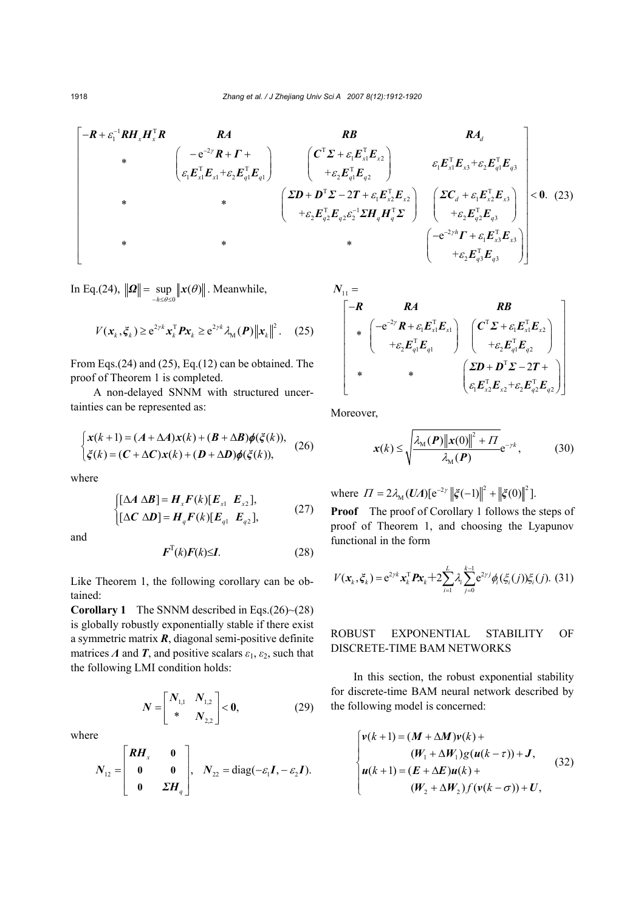$$
\begin{bmatrix}
-\boldsymbol{R}+\varepsilon_1^{-1}\boldsymbol{R}\boldsymbol{H}_x\boldsymbol{H}_x^{\mathrm{T}}\boldsymbol{R} & \boldsymbol{R}\boldsymbol{A} & \boldsymbol{R}\boldsymbol{B} & \boldsymbol{R}\boldsymbol{A}_d \\
* & \begin{pmatrix} -\mathrm{e}^{-2\gamma}\boldsymbol{R}+\boldsymbol{\Gamma}+ \\ \varepsilon_1\boldsymbol{E}_{x1}^{\mathrm{T}}\boldsymbol{E}_{x1}+\varepsilon_2\boldsymbol{E}_{q1}^{\mathrm{T}}\boldsymbol{E}_{q1} \end{pmatrix} & \begin{pmatrix} \boldsymbol{C}^{\mathrm{T}}\boldsymbol{\Sigma}+\varepsilon_1\boldsymbol{E}_{x1}^{\mathrm{T}}\boldsymbol{E}_{x2} \\ +\varepsilon_2\boldsymbol{E}_{q1}^{\mathrm{T}}\boldsymbol{E}_{q2} \end{pmatrix} & \varepsilon_1\boldsymbol{E}_{x1}^{\mathrm{T}}\boldsymbol{E}_{x3}+\varepsilon_2\boldsymbol{E}_{q1}^{\mathrm{T}}\boldsymbol{E}_{q3} \\
* & * & \begin{pmatrix} \boldsymbol{\Sigma}\boldsymbol{D}+\boldsymbol{D}^{\mathrm{T}}\boldsymbol{\Sigma}-2\boldsymbol{T}+\varepsilon_1\boldsymbol{E}_{x2}^{\mathrm{T}}\boldsymbol{E}_{x2} \\ +\varepsilon_2\boldsymbol{E}_{q2}^{\mathrm{T}}\boldsymbol{E}_{q2}\varepsilon_2^{-1}\boldsymbol{\Sigma}\boldsymbol{H}_q\boldsymbol{H}_q^{\mathrm{T}}\boldsymbol{\Sigma} \end{pmatrix} & \begin{pmatrix} \boldsymbol{\Sigma}\boldsymbol{C}_d+\varepsilon_1\boldsymbol{E}_{x2}^{\mathrm{T}}\boldsymbol{E}_{x3} \\ +\varepsilon_2\boldsymbol{E}_{q2}^{\mathrm{T}}\boldsymbol{E}_{q3} \end{pmatrix} \\
* & * & * & \begin{pmatrix} -\mathrm{e}^{-2\gamma h}\boldsymbol{\Gamma}+\varepsilon_1\boldsymbol{E}_{x3}^{\mathrm{T}}\boldsymbol{E}_{x3} \\ +\varepsilon_2\boldsymbol{E}_{q3}^{\mathrm{T}}\boldsymbol{E}_{q3} \end{pmatrix}
\end{bmatrix} < \boldsymbol{0}. \quad (23)
$$

In Eq.(24), $\|\boldsymbol{\Omega}\| = \sup\limits_{-h\le\theta\le 0}\|\boldsymbol{x}(\theta)\|$. Meanwhile,

$$
V(\boldsymbol{x}_k,\boldsymbol{\xi}_k) \ge \mathrm{e}^{2\gamma k}\boldsymbol{x}_k^{\mathrm{T}}\boldsymbol{P}\boldsymbol{x}_k \ge \mathrm{e}^{2\gamma k}\lambda_{\mathrm{M}}(\boldsymbol{P})\|\boldsymbol{x}_k\|^2. \quad (25)
$$

From Eqs.(24) and (25), Eq.(12) can be obtained. The proof of Theorem 1 is completed.

A non-delayed SNNM with structured uncertainties can be represented as:

$$
\begin{cases}
\boldsymbol{x}(k+1) = (\boldsymbol{A}+\Delta\boldsymbol{A})\boldsymbol{x}(k) + (\boldsymbol{B}+\Delta\boldsymbol{B})\boldsymbol{\phi}(\boldsymbol{\xi}(k)), \\
\boldsymbol{\xi}(k) = (\boldsymbol{C}+\Delta\boldsymbol{C})\boldsymbol{x}(k) + (\boldsymbol{D}+\Delta\boldsymbol{D})\boldsymbol{\phi}(\boldsymbol{\xi}(k)),
\end{cases} \quad (26)
$$

where

$$
\begin{cases}
[\Delta\boldsymbol{A}\ \Delta\boldsymbol{B}] = \boldsymbol{H}_x\boldsymbol{F}(k)[\boldsymbol{E}_{x1}\ \ \boldsymbol{E}_{x2}], \\
[\Delta\boldsymbol{C}\ \Delta\boldsymbol{D}] = \boldsymbol{H}_q\boldsymbol{F}(k)[\boldsymbol{E}_{q1}\ \ \boldsymbol{E}_{q2}],
\end{cases} \quad (27)
$$

and

$$
\boldsymbol{F}^{\mathrm{T}}(k)\boldsymbol{F}(k) \le \boldsymbol{I}. \quad (28)
$$

Like Theorem 1, the following corollary can be obtained:

**Corollary 1** The SNNM described in Eqs.(26)~(28) is globally robustly exponentially stable if there exist a symmetric matrix $\boldsymbol{R}$, diagonal semi-positive definite matrices $\boldsymbol{\Lambda}$ and $\boldsymbol{T}$, and positive scalars $\varepsilon_1$, $\varepsilon_2$, such that the following LMI condition holds:

$$
\boldsymbol{N} = \begin{bmatrix} \boldsymbol{N}_{1,1} & \boldsymbol{N}_{1,2} \\ * & \boldsymbol{N}_{2,2} \end{bmatrix} < \boldsymbol{0}, \quad (29)
$$

where

$$
\boldsymbol{N}_{12} = \begin{bmatrix} \boldsymbol{R}\boldsymbol{H}_x & \boldsymbol{0} \\ \boldsymbol{0} & \boldsymbol{0} \\ \boldsymbol{0} & \boldsymbol{\Sigma}\boldsymbol{H}_q \end{bmatrix}, \quad \boldsymbol{N}_{22} = \mathrm{diag}(-\varepsilon_1\boldsymbol{I}, -\varepsilon_2\boldsymbol{I}).
$$

$$
\boldsymbol{N}_{11} = \begin{bmatrix}
-\boldsymbol{R} & \boldsymbol{R}\boldsymbol{A} & \boldsymbol{R}\boldsymbol{B} \\
* & \begin{pmatrix} -\mathrm{e}^{-2\gamma}\boldsymbol{R}+\varepsilon_1\boldsymbol{E}_{x1}^{\mathrm{T}}\boldsymbol{E}_{x1} \\ +\varepsilon_2\boldsymbol{E}_{q1}^{\mathrm{T}}\boldsymbol{E}_{q1} \end{pmatrix} & \begin{pmatrix} \boldsymbol{C}^{\mathrm{T}}\boldsymbol{\Sigma}+\varepsilon_1\boldsymbol{E}_{x1}^{\mathrm{T}}\boldsymbol{E}_{x2} \\ +\varepsilon_2\boldsymbol{E}_{q1}^{\mathrm{T}}\boldsymbol{E}_{q2} \end{pmatrix} \\
* & * & \begin{pmatrix} \boldsymbol{\Sigma}\boldsymbol{D}+\boldsymbol{D}^{\mathrm{T}}\boldsymbol{\Sigma}-2\boldsymbol{T}+ \\ \varepsilon_1\boldsymbol{E}_{x2}^{\mathrm{T}}\boldsymbol{E}_{x2}+\varepsilon_2\boldsymbol{E}_{q2}^{\mathrm{T}}\boldsymbol{E}_{q2} \end{pmatrix}
\end{bmatrix}
$$

Moreover,

$$
\boldsymbol{x}(k) \le \sqrt{\frac{\lambda_{\mathrm{M}}(\boldsymbol{P})\|\boldsymbol{x}(0)\|^2 + \Pi}{\lambda_{\mathrm{M}}(\boldsymbol{P})}}\mathrm{e}^{-\gamma k}, \quad (30)
$$

where $\Pi = 2\lambda_{\mathrm{M}}(\boldsymbol{U}\boldsymbol{\Lambda})[\mathrm{e}^{-2\gamma}\|\boldsymbol{\xi}(-1)\|^2 + \|\boldsymbol{\xi}(0)\|^2]$.

**Proof** The proof of Corollary 1 follows the steps of proof of Theorem 1, and choosing the Lyapunov functional in the form

$$
V(\boldsymbol{x}_k,\boldsymbol{\xi}_k) = \mathrm{e}^{2\gamma k}\boldsymbol{x}_k^{\mathrm{T}}\boldsymbol{P}\boldsymbol{x}_k + 2\sum_{i=1}^{L}\lambda_i\sum_{j=0}^{k-1}\mathrm{e}^{2\gamma j}\phi_i(\xi_i(j))\xi_i(j). \quad (31)
$$

## ROBUST EXPONENTIAL STABILITY OF DISCRETE-TIME BAM NETWORKS

In this section, the robust exponential stability for discrete-time BAM neural network described by the following model is concerned:

$$
\begin{cases}
\boldsymbol{v}(k+1) = (\boldsymbol{M}+\Delta\boldsymbol{M})\boldsymbol{v}(k) + \\
\qquad (\boldsymbol{W}_1+\Delta\boldsymbol{W}_1)g(\boldsymbol{u}(k-\tau)) + \boldsymbol{J}, \\
\boldsymbol{u}(k+1) = (\boldsymbol{E}+\Delta\boldsymbol{E})\boldsymbol{u}(k) + \\
\qquad (\boldsymbol{W}_2+\Delta\boldsymbol{W}_2)f(\boldsymbol{v}(k-\sigma)) + \boldsymbol{U},
\end{cases} \quad (32)
$$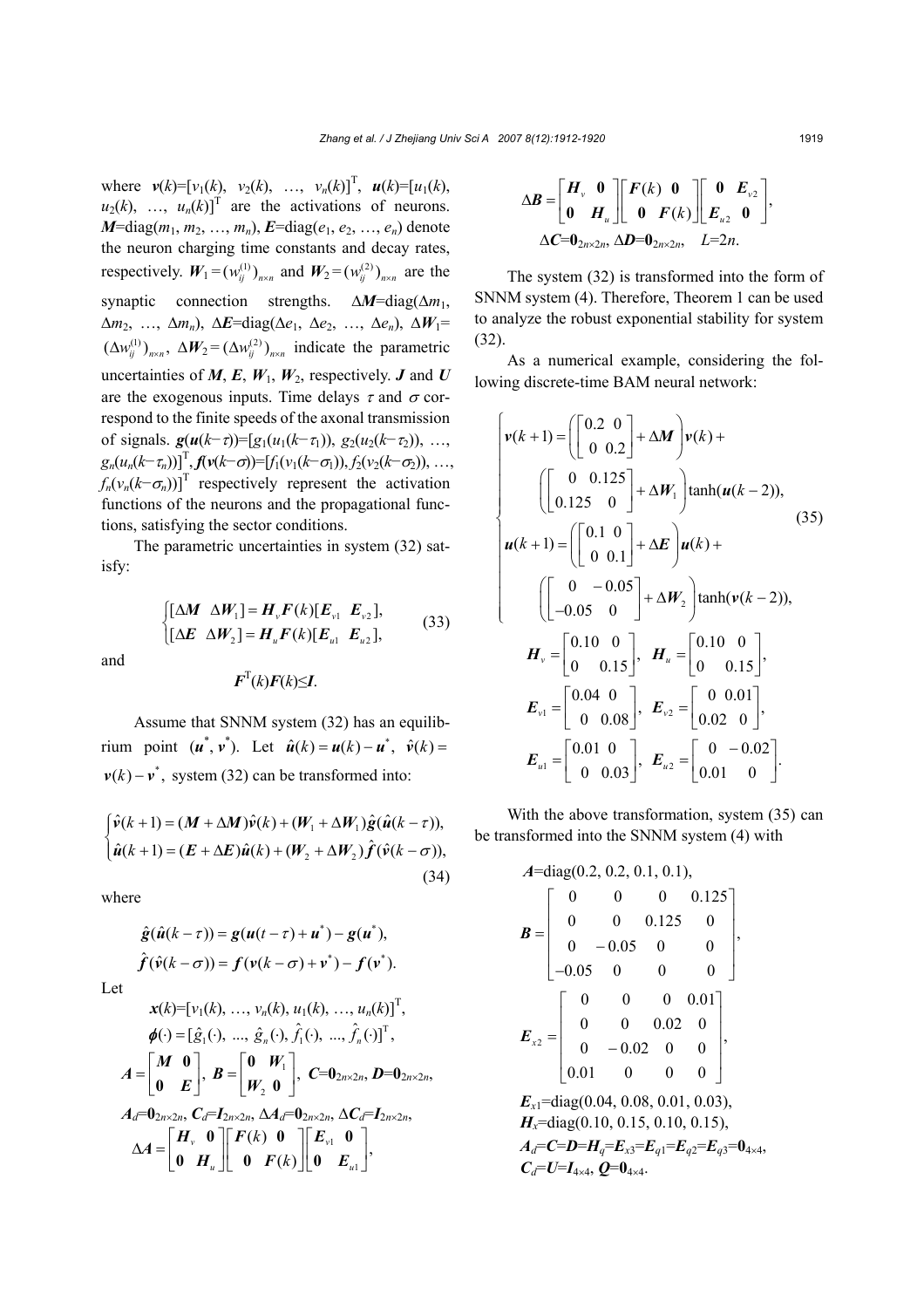where $\boldsymbol{v}(k)=[v_1(k), v_2(k), \ldots, v_n(k)]^{\mathrm{T}}$, $\boldsymbol{u}(k)=[u_1(k), u_2(k), \ldots, u_n(k)]^{\mathrm{T}}$ are the activations of neurons. $\boldsymbol{M}=\mathrm{diag}(m_1, m_2, \ldots, m_n)$, $\boldsymbol{E}=\mathrm{diag}(e_1, e_2, \ldots, e_n)$ denote the neuron charging time constants and decay rates, respectively. $\boldsymbol{W}_1=(w_{ij}^{(1)})_{n\times n}$ and $\boldsymbol{W}_2=(w_{ij}^{(2)})_{n\times n}$ are the synaptic connection strengths. $\Delta\boldsymbol{M}=\mathrm{diag}(\Delta m_1, \Delta m_2, \ldots, \Delta m_n)$, $\Delta\boldsymbol{E}=\mathrm{diag}(\Delta e_1, \Delta e_2, \ldots, \Delta e_n)$, $\Delta\boldsymbol{W}_1=(\Delta w_{ij}^{(1)})_{n\times n}$, $\Delta\boldsymbol{W}_2=(\Delta w_{ij}^{(2)})_{n\times n}$ indicate the parametric uncertainties of $\boldsymbol{M}$, $\boldsymbol{E}$, $\boldsymbol{W}_1$, $\boldsymbol{W}_2$, respectively. $\boldsymbol{J}$ and $\boldsymbol{U}$ are the exogenous inputs. Time delays $\tau$ and $\sigma$ correspond to the finite speeds of the axonal transmission of signals. $\boldsymbol{g}(\boldsymbol{u}(k-\tau))=[g_1(u_1(k-\tau_1)), g_2(u_2(k-\tau_2)), \ldots, g_n(u_n(k-\tau_n))]^{\mathrm{T}}$, $\boldsymbol{f}(\boldsymbol{v}(k-\sigma))=[f_1(v_1(k-\sigma_1)), f_2(v_2(k-\sigma_2)), \ldots, f_n(v_n(k-\sigma_n))]^{\mathrm{T}}$ respectively represent the activation functions of the neurons and the propagational functions, satisfying the sector conditions.

The parametric uncertainties in system (32) satisfy:

$$\begin{cases}[\Delta\boldsymbol{M} \;\; \Delta\boldsymbol{W}_1]=\boldsymbol{H}_v\boldsymbol{F}(k)[\boldsymbol{E}_{v1} \;\; \boldsymbol{E}_{v2}],\\ [\Delta\boldsymbol{E} \;\; \Delta\boldsymbol{W}_2]=\boldsymbol{H}_u\boldsymbol{F}(k)[\boldsymbol{E}_{u1} \;\; \boldsymbol{E}_{u2}],\end{cases} \tag{33}$$

and

$$\boldsymbol{F}^{\mathrm{T}}(k)\boldsymbol{F}(k)\le\boldsymbol{I}.$$

Assume that SNNM system (32) has an equilibrium point $(\boldsymbol{u}^*, \boldsymbol{v}^*)$. Let $\hat{\boldsymbol{u}}(k)=\boldsymbol{u}(k)-\boldsymbol{u}^*$, $\hat{\boldsymbol{v}}(k)=\boldsymbol{v}(k)-\boldsymbol{v}^*$, system (32) can be transformed into:

$$\begin{cases}\hat{\boldsymbol{v}}(k+1)=(\boldsymbol{M}+\Delta\boldsymbol{M})\hat{\boldsymbol{v}}(k)+(\boldsymbol{W}_1+\Delta\boldsymbol{W}_1)\hat{\boldsymbol{g}}(\hat{\boldsymbol{u}}(k-\tau)),\\ \hat{\boldsymbol{u}}(k+1)=(\boldsymbol{E}+\Delta\boldsymbol{E})\hat{\boldsymbol{u}}(k)+(\boldsymbol{W}_2+\Delta\boldsymbol{W}_2)\hat{\boldsymbol{f}}(\hat{\boldsymbol{v}}(k-\sigma)),\end{cases} \tag{34}$$

where

$$\hat{\boldsymbol{g}}(\hat{\boldsymbol{u}}(k-\tau))=\boldsymbol{g}(\boldsymbol{u}(t-\tau)+\boldsymbol{u}^*)-\boldsymbol{g}(\boldsymbol{u}^*),$$
$$\hat{\boldsymbol{f}}(\hat{\boldsymbol{v}}(k-\sigma))=\boldsymbol{f}(\boldsymbol{v}(k-\sigma)+\boldsymbol{v}^*)-\boldsymbol{f}(\boldsymbol{v}^*).$$

Let

$$\boldsymbol{x}(k)=[v_1(k), \ldots, v_n(k), u_1(k), \ldots, u_n(k)]^{\mathrm{T}},$$
$$\boldsymbol{\phi}(\cdot)=[\hat{g}_1(\cdot), \ldots, \hat{g}_n(\cdot), \hat{f}_1(\cdot), \ldots, \hat{f}_n(\cdot)]^{\mathrm{T}},$$
$$\boldsymbol{A}=\begin{bmatrix}\boldsymbol{M} & \boldsymbol{0}\\ \boldsymbol{0} & \boldsymbol{E}\end{bmatrix},\ \boldsymbol{B}=\begin{bmatrix}\boldsymbol{0} & \boldsymbol{W}_1\\ \boldsymbol{W}_2 & \boldsymbol{0}\end{bmatrix},\ \boldsymbol{C}=\boldsymbol{0}_{2n\times 2n}, \boldsymbol{D}=\boldsymbol{0}_{2n\times 2n},$$
$$\boldsymbol{A}_d=\boldsymbol{0}_{2n\times 2n}, \boldsymbol{C}_d=\boldsymbol{I}_{2n\times 2n}, \Delta\boldsymbol{A}_d=\boldsymbol{0}_{2n\times 2n}, \Delta\boldsymbol{C}_d=\boldsymbol{I}_{2n\times 2n},$$
$$\Delta\boldsymbol{A}=\begin{bmatrix}\boldsymbol{H}_v & \boldsymbol{0}\\ \boldsymbol{0} & \boldsymbol{H}_u\end{bmatrix}\begin{bmatrix}\boldsymbol{F}(k) & \boldsymbol{0}\\ \boldsymbol{0} & \boldsymbol{F}(k)\end{bmatrix}\begin{bmatrix}\boldsymbol{E}_{v1} & \boldsymbol{0}\\ \boldsymbol{0} & \boldsymbol{E}_{u1}\end{bmatrix},$$
$$\Delta\boldsymbol{B}=\begin{bmatrix}\boldsymbol{H}_v & \boldsymbol{0}\\ \boldsymbol{0} & \boldsymbol{H}_u\end{bmatrix}\begin{bmatrix}\boldsymbol{F}(k) & \boldsymbol{0}\\ \boldsymbol{0} & \boldsymbol{F}(k)\end{bmatrix}\begin{bmatrix}\boldsymbol{0} & \boldsymbol{E}_{v2}\\ \boldsymbol{E}_{u2} & \boldsymbol{0}\end{bmatrix},$$
$$\Delta\boldsymbol{C}=\boldsymbol{0}_{2n\times 2n}, \Delta\boldsymbol{D}=\boldsymbol{0}_{2n\times 2n}, \quad L=2n.$$

The system (32) is transformed into the form of SNNM system (4). Therefore, Theorem 1 can be used to analyze the robust exponential stability for system (32).

As a numerical example, considering the following discrete-time BAM neural network:

$$\begin{cases}\boldsymbol{v}(k+1)=\left(\begin{bmatrix}0.2 & 0\\ 0 & 0.2\end{bmatrix}+\Delta\boldsymbol{M}\right)\boldsymbol{v}(k)+\\ \quad\left(\begin{bmatrix}0 & 0.125\\ 0.125 & 0\end{bmatrix}+\Delta\boldsymbol{W}_1\right)\tanh(\boldsymbol{u}(k-2)),\\ \boldsymbol{u}(k+1)=\left(\begin{bmatrix}0.1 & 0\\ 0 & 0.1\end{bmatrix}+\Delta\boldsymbol{E}\right)\boldsymbol{u}(k)+\\ \quad\left(\begin{bmatrix}0 & -0.05\\ -0.05 & 0\end{bmatrix}+\Delta\boldsymbol{W}_2\right)\tanh(\boldsymbol{v}(k-2)),\end{cases} \tag{35}$$

$$\boldsymbol{H}_v=\begin{bmatrix}0.10 & 0\\ 0 & 0.15\end{bmatrix},\ \boldsymbol{H}_u=\begin{bmatrix}0.10 & 0\\ 0 & 0.15\end{bmatrix},$$
$$\boldsymbol{E}_{v1}=\begin{bmatrix}0.04 & 0\\ 0 & 0.08\end{bmatrix},\ \boldsymbol{E}_{v2}=\begin{bmatrix}0 & 0.01\\ 0.02 & 0\end{bmatrix},$$
$$\boldsymbol{E}_{u1}=\begin{bmatrix}0.01 & 0\\ 0 & 0.03\end{bmatrix},\ \boldsymbol{E}_{u2}=\begin{bmatrix}0 & -0.02\\ 0.01 & 0\end{bmatrix}.$$

With the above transformation, system (35) can be transformed into the SNNM system (4) with

$$\boldsymbol{A}=\mathrm{diag}(0.2, 0.2, 0.1, 0.1),$$
$$\boldsymbol{B}=\begin{bmatrix}0 & 0 & 0 & 0.125\\ 0 & 0 & 0.125 & 0\\ 0 & -0.05 & 0 & 0\\ -0.05 & 0 & 0 & 0\end{bmatrix},$$
$$\boldsymbol{E}_{x2}=\begin{bmatrix}0 & 0 & 0 & 0.01\\ 0 & 0 & 0.02 & 0\\ 0 & -0.02 & 0 & 0\\ 0.01 & 0 & 0 & 0\end{bmatrix},$$
$$\boldsymbol{E}_{x1}=\mathrm{diag}(0.04, 0.08, 0.01, 0.03),$$
$$\boldsymbol{H}_x=\mathrm{diag}(0.10, 0.15, 0.10, 0.15),$$
$$\boldsymbol{A}_d=\boldsymbol{C}=\boldsymbol{D}=\boldsymbol{H}_q=\boldsymbol{E}_{x3}=\boldsymbol{E}_{q1}=\boldsymbol{E}_{q2}=\boldsymbol{E}_{q3}=\boldsymbol{0}_{4\times 4},$$
$$\boldsymbol{C}_d=\boldsymbol{U}=\boldsymbol{I}_{4\times 4}, \boldsymbol{Q}=\boldsymbol{0}_{4\times 4}.$$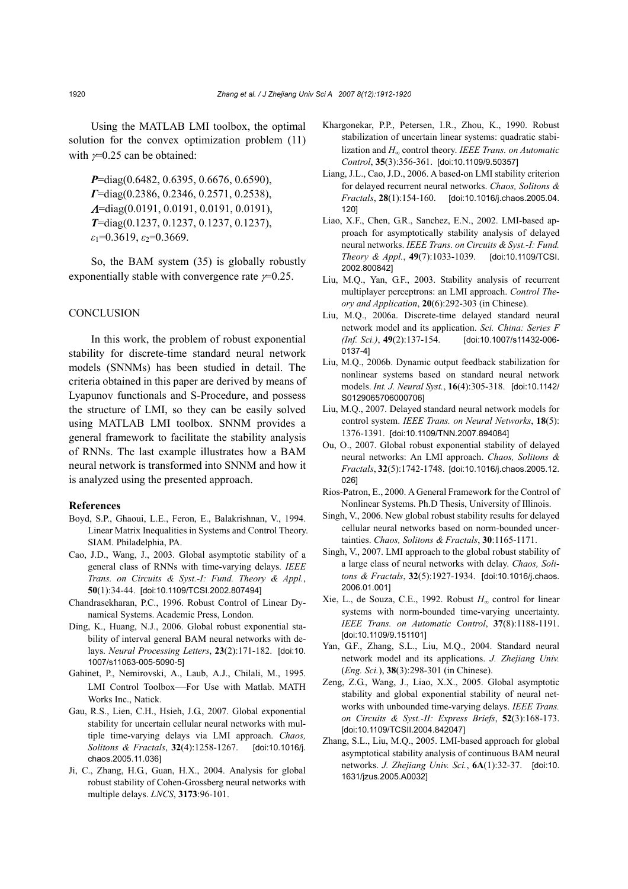Using the MATLAB LMI toolbox, the optimal solution for the convex optimization problem (11) with $\gamma$=0.25 can be obtained:

$\boldsymbol{P}$=diag(0.6482, 0.6395, 0.6676, 0.6590),

$\boldsymbol{\Gamma}$=diag(0.2386, 0.2346, 0.2571, 0.2538),

$\boldsymbol{\Lambda}$=diag(0.0191, 0.0191, 0.0191, 0.0191),

$\boldsymbol{T}$=diag(0.1237, 0.1237, 0.1237, 0.1237),

$\varepsilon_1$=0.3619, $\varepsilon_2$=0.3669.

So, the BAM system (35) is globally robustly exponentially stable with convergence rate $\gamma$=0.25.

## CONCLUSION

In this work, the problem of robust exponential stability for discrete-time standard neural network models (SNNMs) has been studied in detail. The criteria obtained in this paper are derived by means of Lyapunov functionals and S-Procedure, and possess the structure of LMI, so they can be easily solved using MATLAB LMI toolbox. SNNM provides a general framework to facilitate the stability analysis of RNNs. The last example illustrates how a BAM neural network is transformed into SNNM and how it is analyzed using the presented approach.

## References

Boyd, S.P., Ghaoui, L.E., Feron, E., Balakrishnan, V., 1994. Linear Matrix Inequalities in Systems and Control Theory. SIAM. Philadelphia, PA.

Cao, J.D., Wang, J., 2003. Global asymptotic stability of a general class of RNNs with time-varying delays. *IEEE Trans. on Circuits & Syst.-I: Fund. Theory & Appl.*, **50**(1):34-44. [doi:10.1109/TCSI.2002.807494]

Chandrasekharan, P.C., 1996. Robust Control of Linear Dynamical Systems. Academic Press, London.

Ding, K., Huang, N.J., 2006. Global robust exponential stability of interval general BAM neural networks with delays. *Neural Processing Letters*, **23**(2):171-182. [doi:10.1007/s11063-005-5090-5]

Gahinet, P., Nemirovski, A., Laub, A.J., Chilali, M., 1995. LMI Control Toolbox—For Use with Matlab. MATH Works Inc., Natick.

Gau, R.S., Lien, C.H., Hsieh, J.G., 2007. Global exponential stability for uncertain cellular neural networks with multiple time-varying delays via LMI approach. *Chaos, Solitons & Fractals*, **32**(4):1258-1267. [doi:10.1016/j.chaos.2005.11.036]

Ji, C., Zhang, H.G., Guan, H.X., 2004. Analysis for global robust stability of Cohen-Grossberg neural networks with multiple delays. *LNCS*, **3173**:96-101.

Khargonekar, P.P., Petersen, I.R., Zhou, K., 1990. Robust stabilization of uncertain linear systems: quadratic stabilization and $H_\infty$ control theory. *IEEE Trans. on Automatic Control*, **35**(3):356-361. [doi:10.1109/9.50357]

Liang, J.L., Cao, J.D., 2006. A based-on LMI stability criterion for delayed recurrent neural networks. *Chaos, Solitons & Fractals*, **28**(1):154-160. [doi:10.1016/j.chaos.2005.04.120]

Liao, X.F., Chen, G.R., Sanchez, E.N., 2002. LMI-based approach for asymptotically stability analysis of delayed neural networks. *IEEE Trans. on Circuits & Syst.-I: Fund. Theory & Appl.*, **49**(7):1033-1039. [doi:10.1109/TCSI.2002.800842]

Liu, M.Q., Yan, G.F., 2003. Stability analysis of recurrent multiplayer perceptrons: an LMI approach. *Control Theory and Application*, **20**(6):292-303 (in Chinese).

Liu, M.Q., 2006a. Discrete-time delayed standard neural network model and its application. *Sci. China: Series F (Inf. Sci.)*, **49**(2):137-154. [doi:10.1007/s11432-006-0137-4]

Liu, M.Q., 2006b. Dynamic output feedback stabilization for nonlinear systems based on standard neural network models. *Int. J. Neural Syst.*, **16**(4):305-318. [doi:10.1142/S0129065706000706]

Liu, M.Q., 2007. Delayed standard neural network models for control system. *IEEE Trans. on Neural Networks*, **18**(5):1376-1391. [doi:10.1109/TNN.2007.894084]

Ou, O., 2007. Global robust exponential stability of delayed neural networks: An LMI approach. *Chaos, Solitons & Fractals*, **32**(5):1742-1748. [doi:10.1016/j.chaos.2005.12.026]

Rios-Patron, E., 2000. A General Framework for the Control of Nonlinear Systems. Ph.D Thesis, University of Illinois.

Singh, V., 2006. New global robust stability results for delayed cellular neural networks based on norm-bounded uncertainties. *Chaos, Solitons & Fractals*, **30**:1165-1171.

Singh, V., 2007. LMI approach to the global robust stability of a large class of neural networks with delay. *Chaos, Solitons & Fractals*, **32**(5):1927-1934. [doi:10.1016/j.chaos.2006.01.001]

Xie, L., de Souza, C.E., 1992. Robust $H_\infty$ control for linear systems with norm-bounded time-varying uncertainty. *IEEE Trans. on Automatic Control*, **37**(8):1188-1191. [doi:10.1109/9.151101]

Yan, G.F., Zhang, S.L., Liu, M.Q., 2004. Standard neural network model and its applications. *J. Zhejiang Univ.* (*Eng. Sci.*), **38**(3):298-301 (in Chinese).

Zeng, Z.G., Wang, J., Liao, X.X., 2005. Global asymptotic stability and global exponential stability of neural networks with unbounded time-varying delays. *IEEE Trans. on Circuits & Syst.-II: Express Briefs*, **52**(3):168-173. [doi:10.1109/TCSII.2004.842047]

Zhang, S.L., Liu, M.Q., 2005. LMI-based approach for global asymptotical stability analysis of continuous BAM neural networks. *J. Zhejiang Univ. Sci.*, **6A**(1):32-37. [doi:10.1631/jzus.2005.A0032]